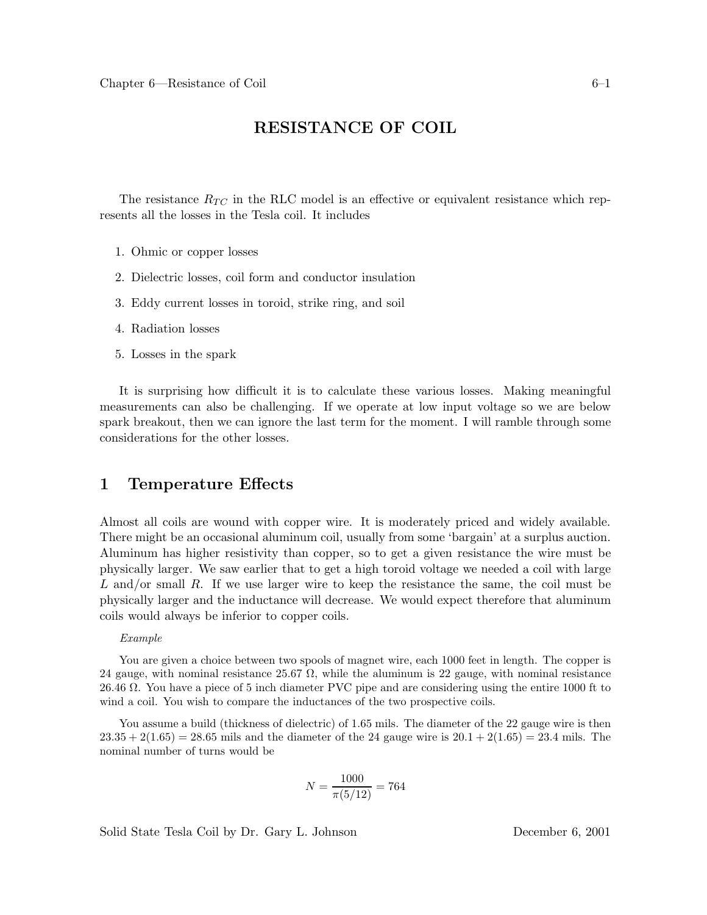# RESISTANCE OF COIL

The resistance $R_{TC}$ in the RLC model is an effective or equivalent resistance which represents all the losses in the Tesla coil. It includes

1. Ohmic or copper losses
2. Dielectric losses, coil form and conductor insulation
3. Eddy current losses in toroid, strike ring, and soil
4. Radiation losses
5. Losses in the spark

It is surprising how difficult it is to calculate these various losses. Making meaningful measurements can also be challenging. If we operate at low input voltage so we are below spark breakout, then we can ignore the last term for the moment. I will ramble through some considerations for the other losses.

## 1 Temperature Effects

Almost all coils are wound with copper wire. It is moderately priced and widely available. There might be an occasional aluminum coil, usually from some 'bargain' at a surplus auction. Aluminum has higher resistivity than copper, so to get a given resistance the wire must be physically larger. We saw earlier that to get a high toroid voltage we needed a coil with large $L$ and/or small $R$. If we use larger wire to keep the resistance the same, the coil must be physically larger and the inductance will decrease. We would expect therefore that aluminum coils would always be inferior to copper coils.

*Example*

You are given a choice between two spools of magnet wire, each 1000 feet in length. The copper is 24 gauge, with nominal resistance 25.67 Ω, while the aluminum is 22 gauge, with nominal resistance 26.46 Ω. You have a piece of 5 inch diameter PVC pipe and are considering using the entire 1000 ft to wind a coil. You wish to compare the inductances of the two prospective coils.

You assume a build (thickness of dielectric) of 1.65 mils. The diameter of the 22 gauge wire is then $23.35 + 2(1.65) = 28.65$ mils and the diameter of the 24 gauge wire is $20.1 + 2(1.65) = 23.4$ mils. The nominal number of turns would be

$$N = \frac{1000}{\pi(5/12)} = 764$$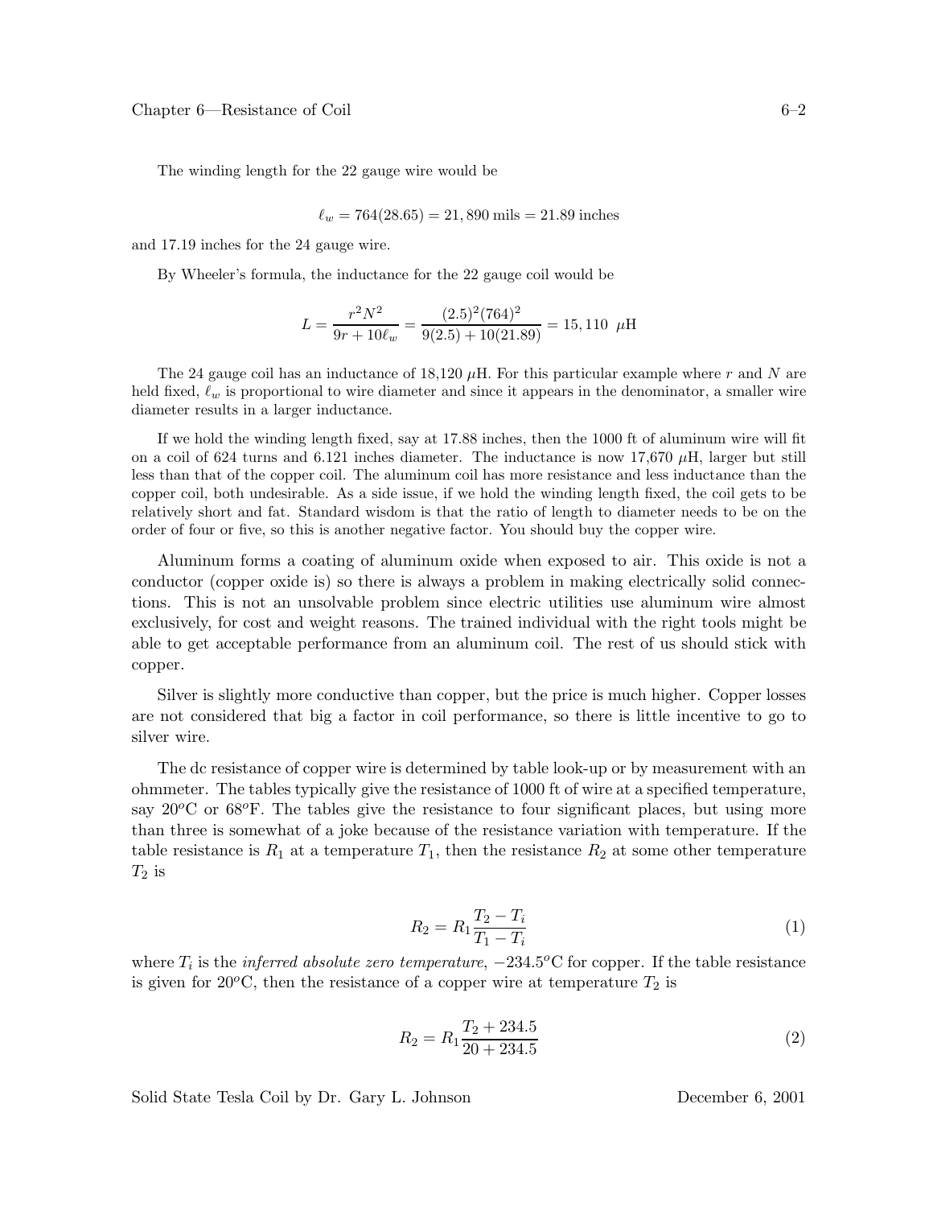The winding length for the 22 gauge wire would be

$$\ell_w = 764(28.65) = 21,890 \text{ mils} = 21.89 \text{ inches}$$

and 17.19 inches for the 24 gauge wire.

By Wheeler's formula, the inductance for the 22 gauge coil would be

$$L = \frac{r^2 N^2}{9r + 10\ell_w} = \frac{(2.5)^2(764)^2}{9(2.5) + 10(21.89)} = 15,110 \;\; \mu\text{H}$$

The 24 gauge coil has an inductance of 18,120 $\mu$H. For this particular example where $r$ and $N$ are held fixed, $\ell_w$ is proportional to wire diameter and since it appears in the denominator, a smaller wire diameter results in a larger inductance.

If we hold the winding length fixed, say at 17.88 inches, then the 1000 ft of aluminum wire will fit on a coil of 624 turns and 6.121 inches diameter. The inductance is now 17,670 $\mu$H, larger but still less than that of the copper coil. The aluminum coil has more resistance and less inductance than the copper coil, both undesirable. As a side issue, if we hold the winding length fixed, the coil gets to be relatively short and fat. Standard wisdom is that the ratio of length to diameter needs to be on the order of four or five, so this is another negative factor. You should buy the copper wire.

Aluminum forms a coating of aluminum oxide when exposed to air. This oxide is not a conductor (copper oxide is) so there is always a problem in making electrically solid connections. This is not an unsolvable problem since electric utilities use aluminum wire almost exclusively, for cost and weight reasons. The trained individual with the right tools might be able to get acceptable performance from an aluminum coil. The rest of us should stick with copper.

Silver is slightly more conductive than copper, but the price is much higher. Copper losses are not considered that big a factor in coil performance, so there is little incentive to go to silver wire.

The dc resistance of copper wire is determined by table look-up or by measurement with an ohmmeter. The tables typically give the resistance of 1000 ft of wire at a specified temperature, say 20$^o$C or 68$^o$F. The tables give the resistance to four significant places, but using more than three is somewhat of a joke because of the resistance variation with temperature. If the table resistance is $R_1$ at a temperature $T_1$, then the resistance $R_2$ at some other temperature $T_2$ is

$$R_2 = R_1 \frac{T_2 - T_i}{T_1 - T_i} \tag{1}$$

where $T_i$ is the *inferred absolute zero temperature*, $-234.5^o$C for copper. If the table resistance is given for 20$^o$C, then the resistance of a copper wire at temperature $T_2$ is

$$R_2 = R_1 \frac{T_2 + 234.5}{20 + 234.5} \tag{2}$$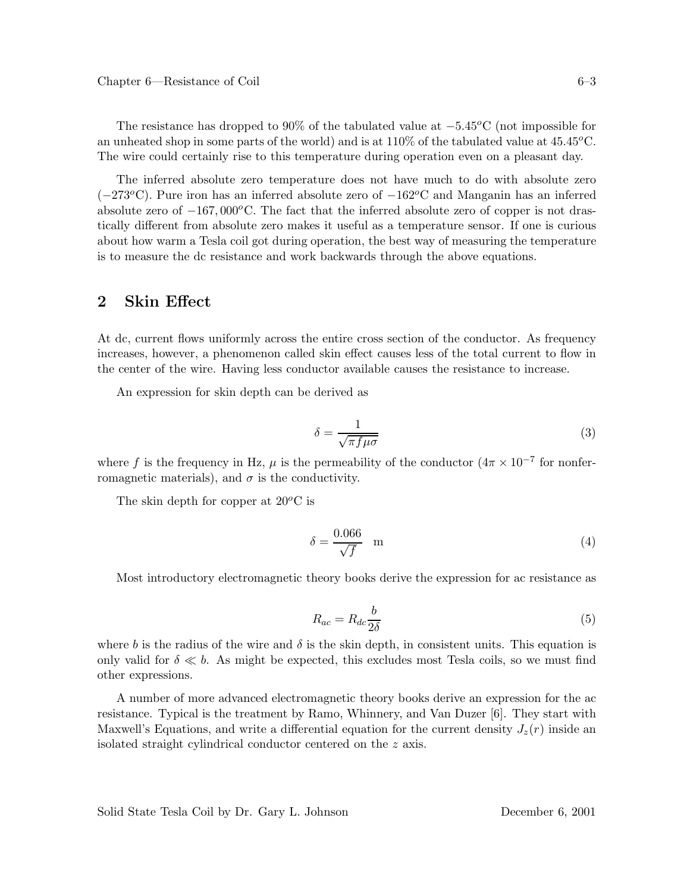The resistance has dropped to 90% of the tabulated value at $-5.45^o$C (not impossible for an unheated shop in some parts of the world) and is at 110% of the tabulated value at $45.45^o$C. The wire could certainly rise to this temperature during operation even on a pleasant day.

The inferred absolute zero temperature does not have much to do with absolute zero ($-273^o$C). Pure iron has an inferred absolute zero of $-162^o$C and Manganin has an inferred absolute zero of $-167,000^o$C. The fact that the inferred absolute zero of copper is not drastically different from absolute zero makes it useful as a temperature sensor. If one is curious about how warm a Tesla coil got during operation, the best way of measuring the temperature is to measure the dc resistance and work backwards through the above equations.

## 2 Skin Effect

At dc, current flows uniformly across the entire cross section of the conductor. As frequency increases, however, a phenomenon called skin effect causes less of the total current to flow in the center of the wire. Having less conductor available causes the resistance to increase.

An expression for skin depth can be derived as

$$\delta = \frac{1}{\sqrt{\pi f \mu \sigma}} \tag{3}$$

where $f$ is the frequency in Hz, $\mu$ is the permeability of the conductor ($4\pi \times 10^{-7}$ for nonferromagnetic materials), and $\sigma$ is the conductivity.

The skin depth for copper at $20^o$C is

$$\delta = \frac{0.066}{\sqrt{f}} \quad \text{m} \tag{4}$$

Most introductory electromagnetic theory books derive the expression for ac resistance as

$$R_{ac} = R_{dc}\frac{b}{2\delta} \tag{5}$$

where $b$ is the radius of the wire and $\delta$ is the skin depth, in consistent units. This equation is only valid for $\delta \ll b$. As might be expected, this excludes most Tesla coils, so we must find other expressions.

A number of more advanced electromagnetic theory books derive an expression for the ac resistance. Typical is the treatment by Ramo, Whinnery, and Van Duzer [6]. They start with Maxwell's Equations, and write a differential equation for the current density $J_z(r)$ inside an isolated straight cylindrical conductor centered on the $z$ axis.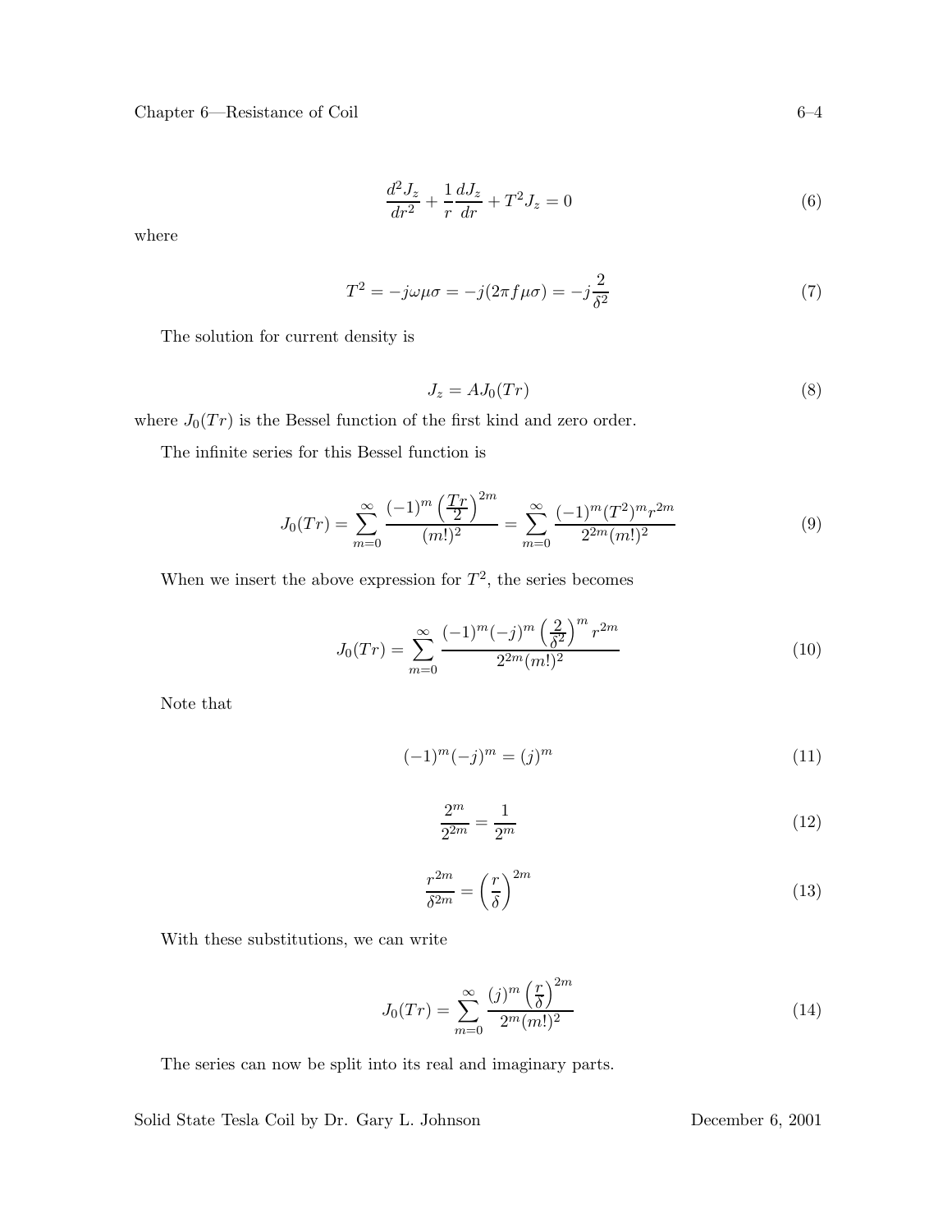$$\frac{d^2J_z}{dr^2} + \frac{1}{r}\frac{dJ_z}{dr} + T^2 J_z = 0 \tag{6}$$

where

$$T^2 = -j\omega\mu\sigma = -j(2\pi f\mu\sigma) = -j\frac{2}{\delta^2} \tag{7}$$

The solution for current density is

$$J_z = AJ_0(Tr) \tag{8}$$

where $J_0(Tr)$ is the Bessel function of the first kind and zero order.

The infinite series for this Bessel function is

$$J_0(Tr) = \sum_{m=0}^{\infty} \frac{(-1)^m \left(\frac{Tr}{2}\right)^{2m}}{(m!)^2} = \sum_{m=0}^{\infty} \frac{(-1)^m (T^2)^m r^{2m}}{2^{2m}(m!)^2} \tag{9}$$

When we insert the above expression for $T^2$, the series becomes

$$J_0(Tr) = \sum_{m=0}^{\infty} \frac{(-1)^m(-j)^m \left(\frac{2}{\delta^2}\right)^m r^{2m}}{2^{2m}(m!)^2} \tag{10}$$

Note that

$$(-1)^m(-j)^m = (j)^m \tag{11}$$

$$\frac{2^m}{2^{2m}} = \frac{1}{2^m} \tag{12}$$

$$\frac{r^{2m}}{\delta^{2m}} = \left(\frac{r}{\delta}\right)^{2m} \tag{13}$$

With these substitutions, we can write

$$J_0(Tr) = \sum_{m=0}^{\infty} \frac{(j)^m \left(\frac{r}{\delta}\right)^{2m}}{2^m(m!)^2} \tag{14}$$

The series can now be split into its real and imaginary parts.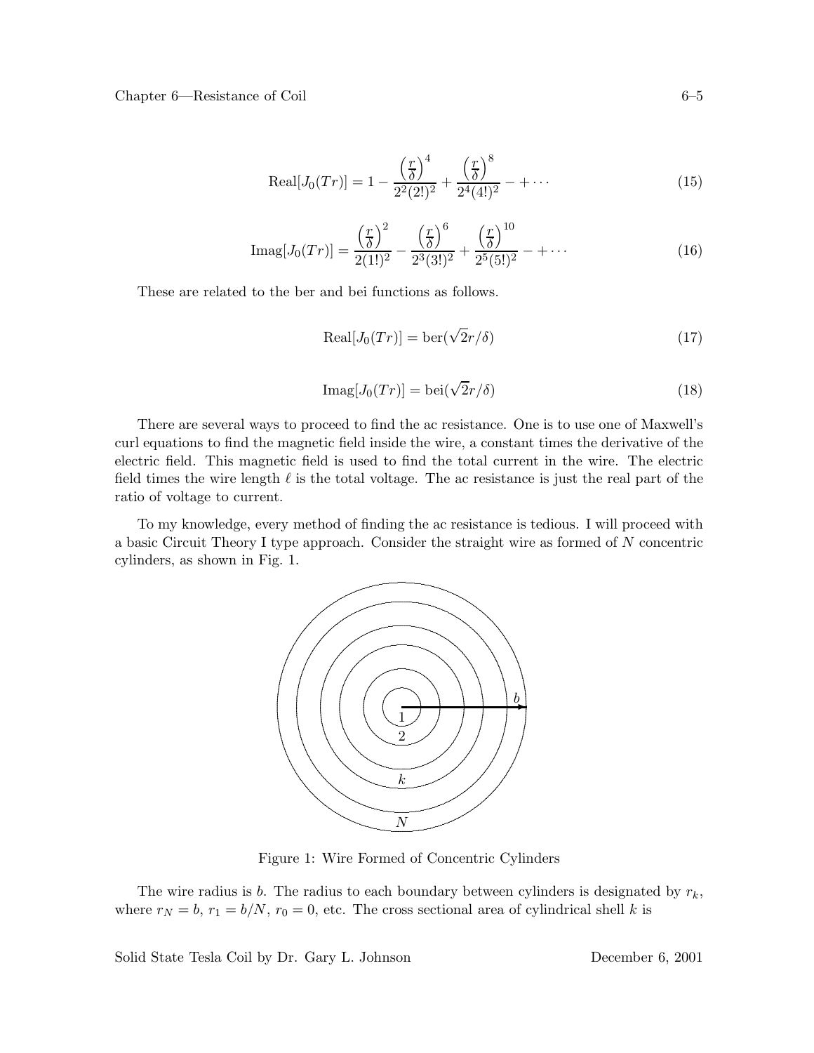$$\text{Real}[J_0(Tr)] = 1 - \frac{\left(\frac{r}{\delta}\right)^4}{2^2(2!)^2} + \frac{\left(\frac{r}{\delta}\right)^8}{2^4(4!)^2} - + \cdots \tag{15}$$

$$\text{Imag}[J_0(Tr)] = \frac{\left(\frac{r}{\delta}\right)^2}{2(1!)^2} - \frac{\left(\frac{r}{\delta}\right)^6}{2^3(3!)^2} + \frac{\left(\frac{r}{\delta}\right)^{10}}{2^5(5!)^2} - + \cdots \tag{16}$$

These are related to the ber and bei functions as follows.

$$\text{Real}[J_0(Tr)] = \text{ber}(\sqrt{2}r/\delta) \tag{17}$$

$$\text{Imag}[J_0(Tr)] = \text{bei}(\sqrt{2}r/\delta) \tag{18}$$

There are several ways to proceed to find the ac resistance. One is to use one of Maxwell's curl equations to find the magnetic field inside the wire, a constant times the derivative of the electric field. This magnetic field is used to find the total current in the wire. The electric field times the wire length $\ell$ is the total voltage. The ac resistance is just the real part of the ratio of voltage to current.

To my knowledge, every method of finding the ac resistance is tedious. I will proceed with a basic Circuit Theory I type approach. Consider the straight wire as formed of $N$ concentric cylinders, as shown in Fig. 1.

Figure 1: Wire Formed of Concentric Cylinders

The wire radius is $b$. The radius to each boundary between cylinders is designated by $r_k$, where $r_N = b$, $r_1 = b/N$, $r_0 = 0$, etc. The cross sectional area of cylindrical shell $k$ is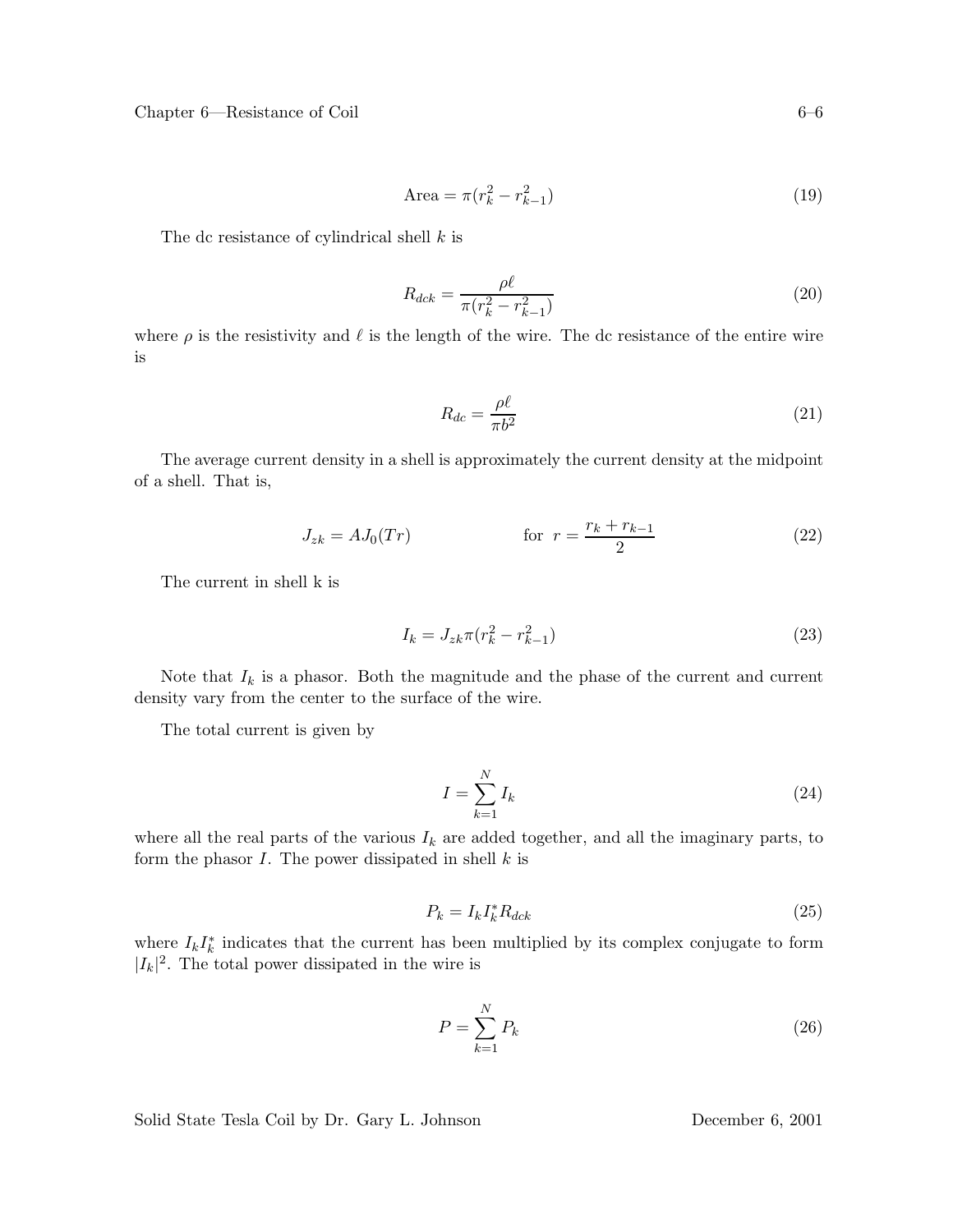$$\text{Area} = \pi(r_k^2 - r_{k-1}^2) \tag{19}$$

The dc resistance of cylindrical shell $k$ is

$$R_{dck} = \frac{\rho \ell}{\pi(r_k^2 - r_{k-1}^2)} \tag{20}$$

where $\rho$ is the resistivity and $\ell$ is the length of the wire. The dc resistance of the entire wire is

$$R_{dc} = \frac{\rho \ell}{\pi b^2} \tag{21}$$

The average current density in a shell is approximately the current density at the midpoint of a shell. That is,

$$J_{zk} = AJ_0(Tr) \qquad \text{for } \; r = \frac{r_k + r_{k-1}}{2} \tag{22}$$

The current in shell k is

$$I_k = J_{zk}\pi(r_k^2 - r_{k-1}^2) \tag{23}$$

Note that $I_k$ is a phasor. Both the magnitude and the phase of the current and current density vary from the center to the surface of the wire.

The total current is given by

$$I = \sum_{k=1}^{N} I_k \tag{24}$$

where all the real parts of the various $I_k$ are added together, and all the imaginary parts, to form the phasor $I$. The power dissipated in shell $k$ is

$$P_k = I_k I_k^* R_{dck} \tag{25}$$

where $I_k I_k^*$ indicates that the current has been multiplied by its complex conjugate to form $|I_k|^2$. The total power dissipated in the wire is

$$P = \sum_{k=1}^{N} P_k \tag{26}$$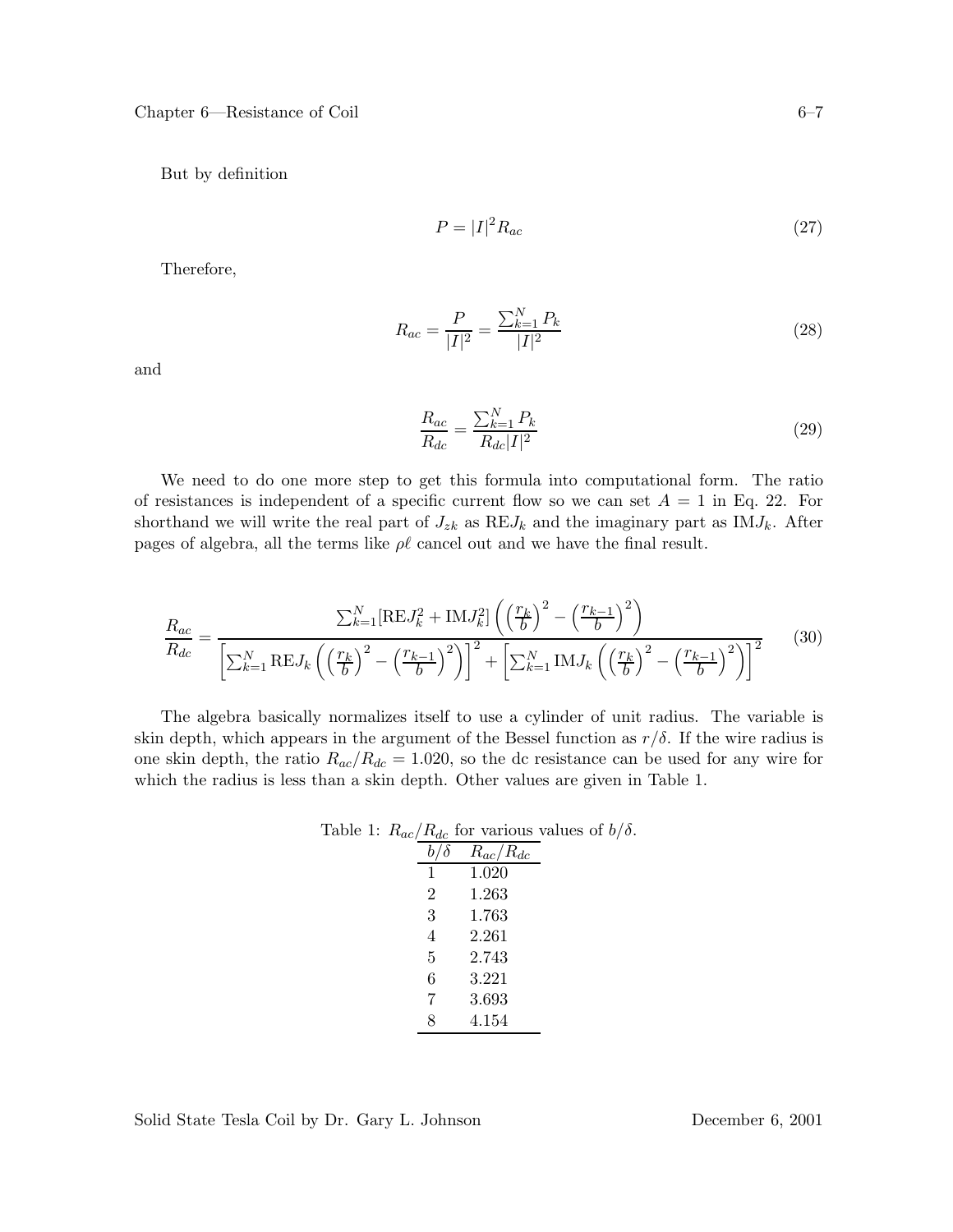But by definition

$$P = |I|^2 R_{ac} \tag{27}$$

Therefore,

$$R_{ac} = \frac{P}{|I|^2} = \frac{\sum_{k=1}^{N} P_k}{|I|^2} \tag{28}$$

and

$$\frac{R_{ac}}{R_{dc}} = \frac{\sum_{k=1}^{N} P_k}{R_{dc}|I|^2} \tag{29}$$

We need to do one more step to get this formula into computational form. The ratio of resistances is independent of a specific current flow so we can set $A = 1$ in Eq. 22. For shorthand we will write the real part of $J_{zk}$ as $\mathrm{RE}J_k$ and the imaginary part as $\mathrm{IM}J_k$. After pages of algebra, all the terms like $\rho\ell$ cancel out and we have the final result.

$$\frac{R_{ac}}{R_{dc}} = \frac{\sum_{k=1}^{N} [\mathrm{RE}J_k^2 + \mathrm{IM}J_k^2] \left( \left(\frac{r_k}{b}\right)^2 - \left(\frac{r_{k-1}}{b}\right)^2 \right)}{\left[ \sum_{k=1}^{N} \mathrm{RE}J_k \left( \left(\frac{r_k}{b}\right)^2 - \left(\frac{r_{k-1}}{b}\right)^2 \right) \right]^2 + \left[ \sum_{k=1}^{N} \mathrm{IM}J_k \left( \left(\frac{r_k}{b}\right)^2 - \left(\frac{r_{k-1}}{b}\right)^2 \right) \right]^2} \tag{30}$$

The algebra basically normalizes itself to use a cylinder of unit radius. The variable is skin depth, which appears in the argument of the Bessel function as $r/\delta$. If the wire radius is one skin depth, the ratio $R_{ac}/R_{dc} = 1.020$, so the dc resistance can be used for any wire for which the radius is less than a skin depth. Other values are given in Table 1.

Table 1: $R_{ac}/R_{dc}$ for various values of $b/\delta$.

| $b/\delta$ | $R_{ac}/R_{dc}$ |
|---|---|
| 1 | 1.020 |
| 2 | 1.263 |
| 3 | 1.763 |
| 4 | 2.261 |
| 5 | 2.743 |
| 6 | 3.221 |
| 7 | 3.693 |
| 8 | 4.154 |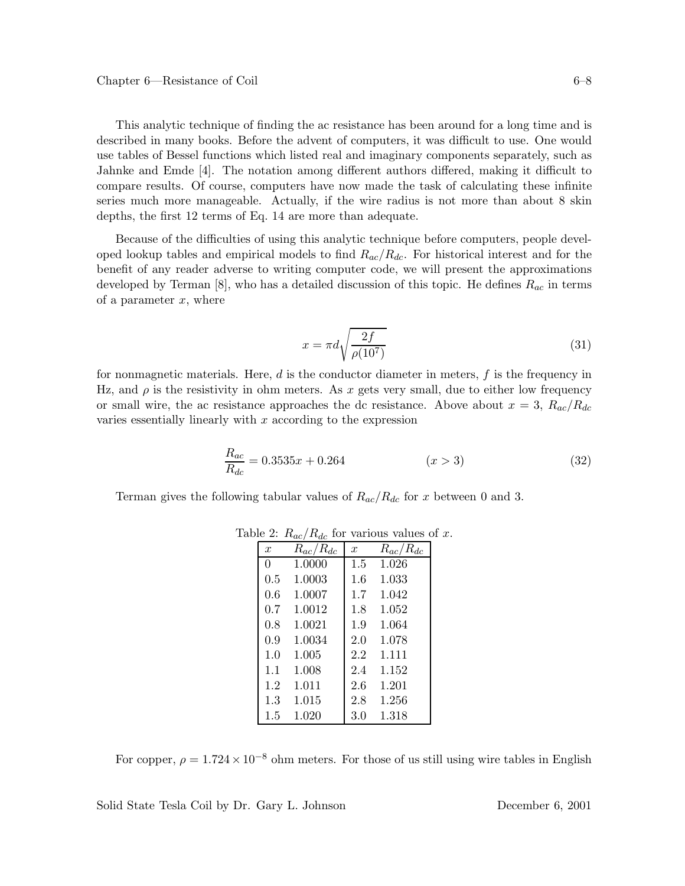This analytic technique of finding the ac resistance has been around for a long time and is described in many books. Before the advent of computers, it was difficult to use. One would use tables of Bessel functions which listed real and imaginary components separately, such as Jahnke and Emde [4]. The notation among different authors differed, making it difficult to compare results. Of course, computers have now made the task of calculating these infinite series much more manageable. Actually, if the wire radius is not more than about 8 skin depths, the first 12 terms of Eq. 14 are more than adequate.

Because of the difficulties of using this analytic technique before computers, people developed lookup tables and empirical models to find $R_{ac}/R_{dc}$. For historical interest and for the benefit of any reader adverse to writing computer code, we will present the approximations developed by Terman [8], who has a detailed discussion of this topic. He defines $R_{ac}$ in terms of a parameter $x$, where

$$x = \pi d \sqrt{\frac{2f}{\rho(10^7)}} \tag{31}$$

for nonmagnetic materials. Here, $d$ is the conductor diameter in meters, $f$ is the frequency in Hz, and $\rho$ is the resistivity in ohm meters. As $x$ gets very small, due to either low frequency or small wire, the ac resistance approaches the dc resistance. Above about $x = 3$, $R_{ac}/R_{dc}$ varies essentially linearly with $x$ according to the expression

$$\frac{R_{ac}}{R_{dc}} = 0.3535x + 0.264 \qquad (x > 3) \tag{32}$$

Terman gives the following tabular values of $R_{ac}/R_{dc}$ for $x$ between 0 and 3.

Table 2: $R_{ac}/R_{dc}$ for various values of $x$.

| $x$ | $R_{ac}/R_{dc}$ | $x$ | $R_{ac}/R_{dc}$ |
|---|---|---|---|
| 0 | 1.0000 | 1.5 | 1.026 |
| 0.5 | 1.0003 | 1.6 | 1.033 |
| 0.6 | 1.0007 | 1.7 | 1.042 |
| 0.7 | 1.0012 | 1.8 | 1.052 |
| 0.8 | 1.0021 | 1.9 | 1.064 |
| 0.9 | 1.0034 | 2.0 | 1.078 |
| 1.0 | 1.005 | 2.2 | 1.111 |
| 1.1 | 1.008 | 2.4 | 1.152 |
| 1.2 | 1.011 | 2.6 | 1.201 |
| 1.3 | 1.015 | 2.8 | 1.256 |
| 1.5 | 1.020 | 3.0 | 1.318 |

For copper, $\rho = 1.724 \times 10^{-8}$ ohm meters. For those of us still using wire tables in English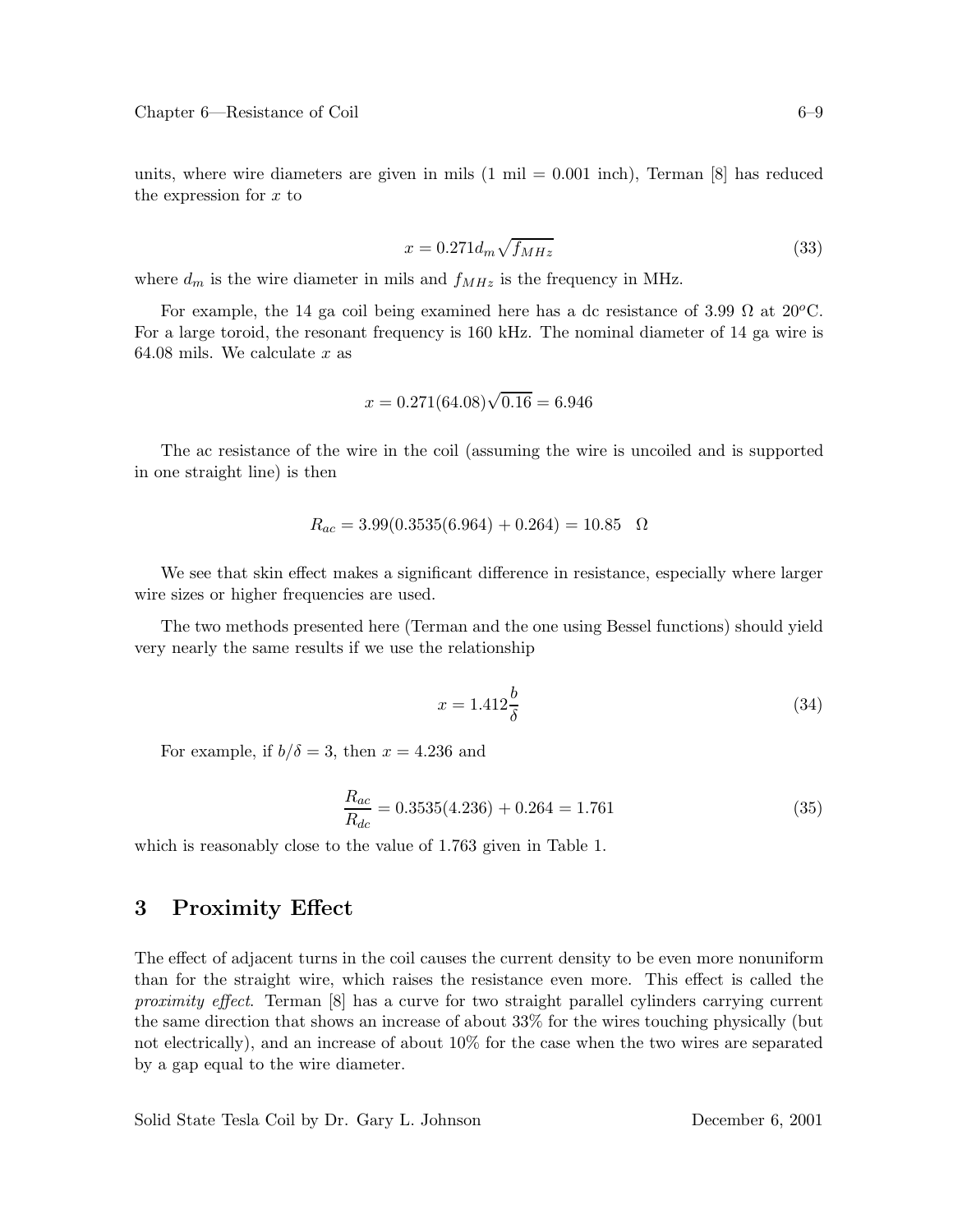units, where wire diameters are given in mils (1 mil = 0.001 inch), Terman [8] has reduced the expression for $x$ to

$$x = 0.271 d_m \sqrt{f_{MHz}} \tag{33}$$

where $d_m$ is the wire diameter in mils and $f_{MHz}$ is the frequency in MHz.

For example, the 14 ga coil being examined here has a dc resistance of 3.99 Ω at 20$^o$C. For a large toroid, the resonant frequency is 160 kHz. The nominal diameter of 14 ga wire is 64.08 mils. We calculate $x$ as

$$x = 0.271(64.08)\sqrt{0.16} = 6.946$$

The ac resistance of the wire in the coil (assuming the wire is uncoiled and is supported in one straight line) is then

$$R_{ac} = 3.99(0.3535(6.964) + 0.264) = 10.85 \quad \Omega$$

We see that skin effect makes a significant difference in resistance, especially where larger wire sizes or higher frequencies are used.

The two methods presented here (Terman and the one using Bessel functions) should yield very nearly the same results if we use the relationship

$$x = 1.412 \frac{b}{\delta} \tag{34}$$

For example, if $b/\delta = 3$, then $x = 4.236$ and

$$\frac{R_{ac}}{R_{dc}} = 0.3535(4.236) + 0.264 = 1.761 \tag{35}$$

which is reasonably close to the value of 1.763 given in Table 1.

## 3 Proximity Effect

The effect of adjacent turns in the coil causes the current density to be even more nonuniform than for the straight wire, which raises the resistance even more. This effect is called the *proximity effect*. Terman [8] has a curve for two straight parallel cylinders carrying current the same direction that shows an increase of about 33% for the wires touching physically (but not electrically), and an increase of about 10% for the case when the two wires are separated by a gap equal to the wire diameter.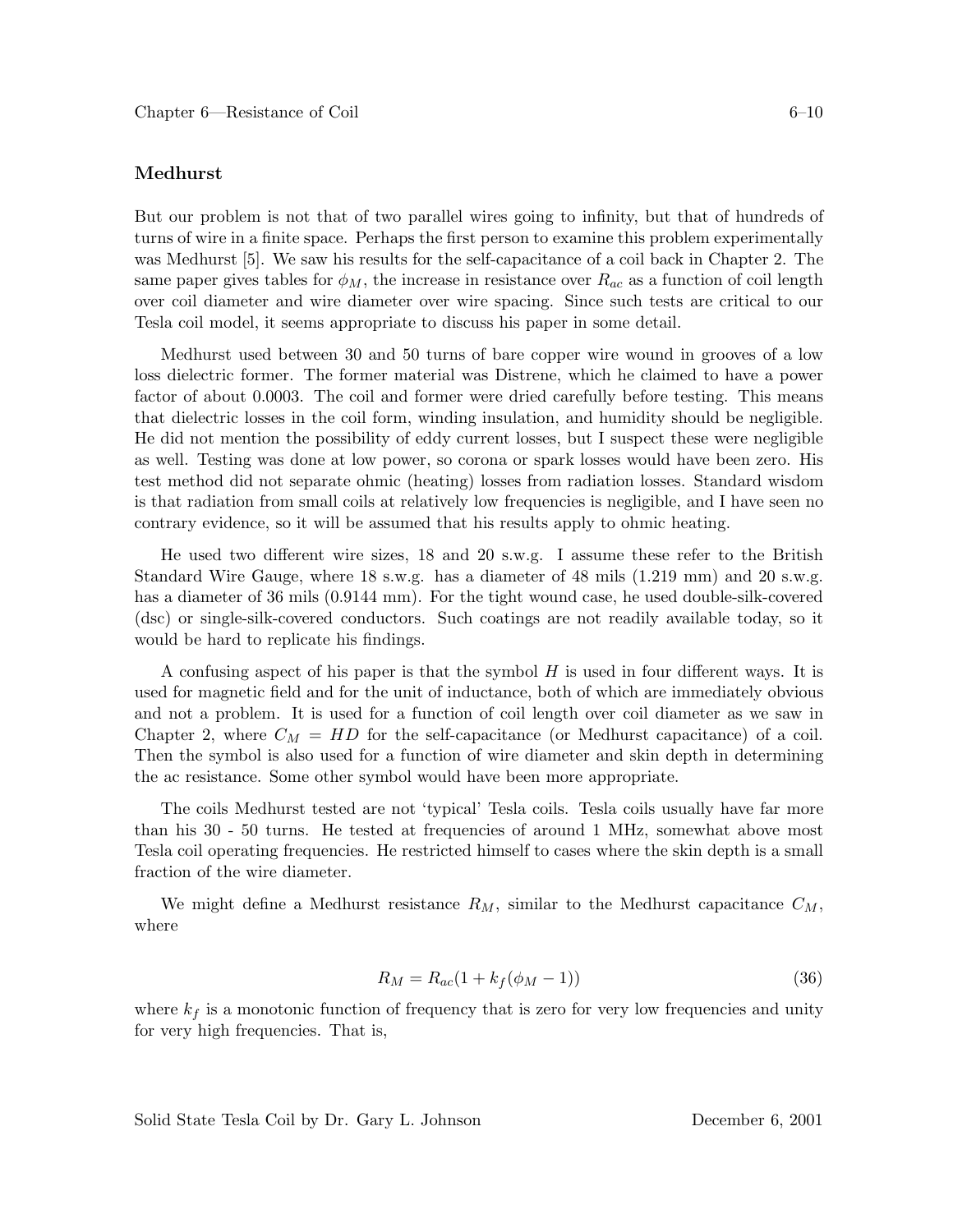### Medhurst

But our problem is not that of two parallel wires going to infinity, but that of hundreds of turns of wire in a finite space. Perhaps the first person to examine this problem experimentally was Medhurst [5]. We saw his results for the self-capacitance of a coil back in Chapter 2. The same paper gives tables for $\phi_M$, the increase in resistance over $R_{ac}$ as a function of coil length over coil diameter and wire diameter over wire spacing. Since such tests are critical to our Tesla coil model, it seems appropriate to discuss his paper in some detail.

Medhurst used between 30 and 50 turns of bare copper wire wound in grooves of a low loss dielectric former. The former material was Distrene, which he claimed to have a power factor of about 0.0003. The coil and former were dried carefully before testing. This means that dielectric losses in the coil form, winding insulation, and humidity should be negligible. He did not mention the possibility of eddy current losses, but I suspect these were negligible as well. Testing was done at low power, so corona or spark losses would have been zero. His test method did not separate ohmic (heating) losses from radiation losses. Standard wisdom is that radiation from small coils at relatively low frequencies is negligible, and I have seen no contrary evidence, so it will be assumed that his results apply to ohmic heating.

He used two different wire sizes, 18 and 20 s.w.g. I assume these refer to the British Standard Wire Gauge, where 18 s.w.g. has a diameter of 48 mils (1.219 mm) and 20 s.w.g. has a diameter of 36 mils (0.9144 mm). For the tight wound case, he used double-silk-covered (dsc) or single-silk-covered conductors. Such coatings are not readily available today, so it would be hard to replicate his findings.

A confusing aspect of his paper is that the symbol $H$ is used in four different ways. It is used for magnetic field and for the unit of inductance, both of which are immediately obvious and not a problem. It is used for a function of coil length over coil diameter as we saw in Chapter 2, where $C_M = HD$ for the self-capacitance (or Medhurst capacitance) of a coil. Then the symbol is also used for a function of wire diameter and skin depth in determining the ac resistance. Some other symbol would have been more appropriate.

The coils Medhurst tested are not 'typical' Tesla coils. Tesla coils usually have far more than his 30 - 50 turns. He tested at frequencies of around 1 MHz, somewhat above most Tesla coil operating frequencies. He restricted himself to cases where the skin depth is a small fraction of the wire diameter.

We might define a Medhurst resistance $R_M$, similar to the Medhurst capacitance $C_M$, where

$$R_M = R_{ac}(1 + k_f(\phi_M - 1)) \tag{36}$$

where $k_f$ is a monotonic function of frequency that is zero for very low frequencies and unity for very high frequencies. That is,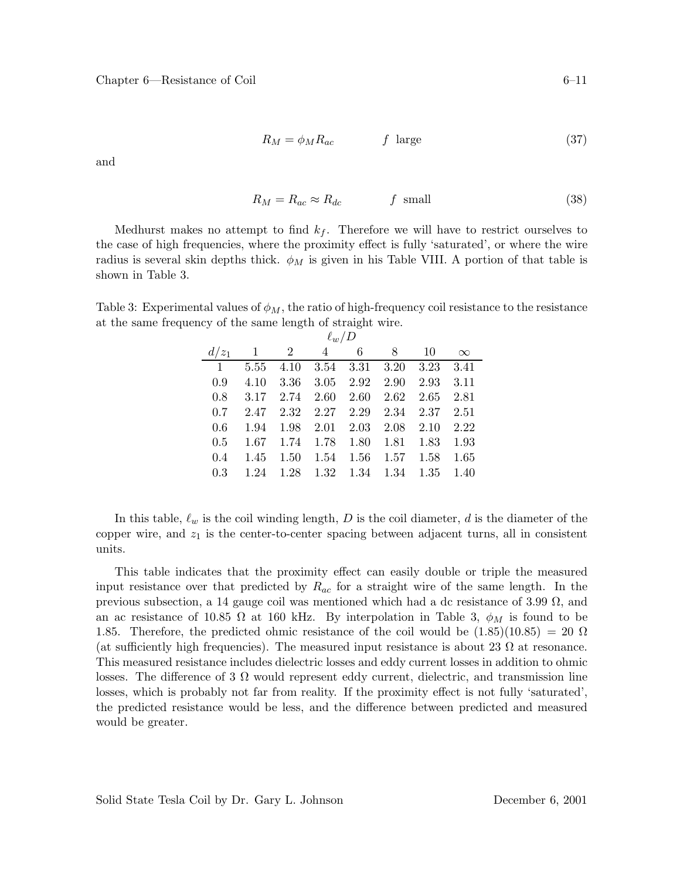$$R_M = \phi_M R_{ac} \qquad f \text{ large} \tag{37}$$

and

$$R_M = R_{ac} \approx R_{dc} \qquad f \text{ small} \tag{38}$$

Medhurst makes no attempt to find $k_f$. Therefore we will have to restrict ourselves to the case of high frequencies, where the proximity effect is fully 'saturated', or where the wire radius is several skin depths thick. $\phi_M$ is given in his Table VIII. A portion of that table is shown in Table 3.

Table 3: Experimental values of $\phi_M$, the ratio of high-frequency coil resistance to the resistance at the same frequency of the same length of straight wire.

| | $\ell_w/D$ | | | | | | |
|---|---|---|---|---|---|---|---|
| $d/z_1$ | 1 | 2 | 4 | 6 | 8 | 10 | $\infty$ |
| 1 | 5.55 | 4.10 | 3.54 | 3.31 | 3.20 | 3.23 | 3.41 |
| 0.9 | 4.10 | 3.36 | 3.05 | 2.92 | 2.90 | 2.93 | 3.11 |
| 0.8 | 3.17 | 2.74 | 2.60 | 2.60 | 2.62 | 2.65 | 2.81 |
| 0.7 | 2.47 | 2.32 | 2.27 | 2.29 | 2.34 | 2.37 | 2.51 |
| 0.6 | 1.94 | 1.98 | 2.01 | 2.03 | 2.08 | 2.10 | 2.22 |
| 0.5 | 1.67 | 1.74 | 1.78 | 1.80 | 1.81 | 1.83 | 1.93 |
| 0.4 | 1.45 | 1.50 | 1.54 | 1.56 | 1.57 | 1.58 | 1.65 |
| 0.3 | 1.24 | 1.28 | 1.32 | 1.34 | 1.34 | 1.35 | 1.40 |

In this table, $\ell_w$ is the coil winding length, $D$ is the coil diameter, $d$ is the diameter of the copper wire, and $z_1$ is the center-to-center spacing between adjacent turns, all in consistent units.

This table indicates that the proximity effect can easily double or triple the measured input resistance over that predicted by $R_{ac}$ for a straight wire of the same length. In the previous subsection, a 14 gauge coil was mentioned which had a dc resistance of 3.99 Ω, and an ac resistance of 10.85 Ω at 160 kHz. By interpolation in Table 3, $\phi_M$ is found to be 1.85. Therefore, the predicted ohmic resistance of the coil would be $(1.85)(10.85) = 20\ \Omega$ (at sufficiently high frequencies). The measured input resistance is about 23 Ω at resonance. This measured resistance includes dielectric losses and eddy current losses in addition to ohmic losses. The difference of 3 Ω would represent eddy current, dielectric, and transmission line losses, which is probably not far from reality. If the proximity effect is not fully 'saturated', the predicted resistance would be less, and the difference between predicted and measured would be greater.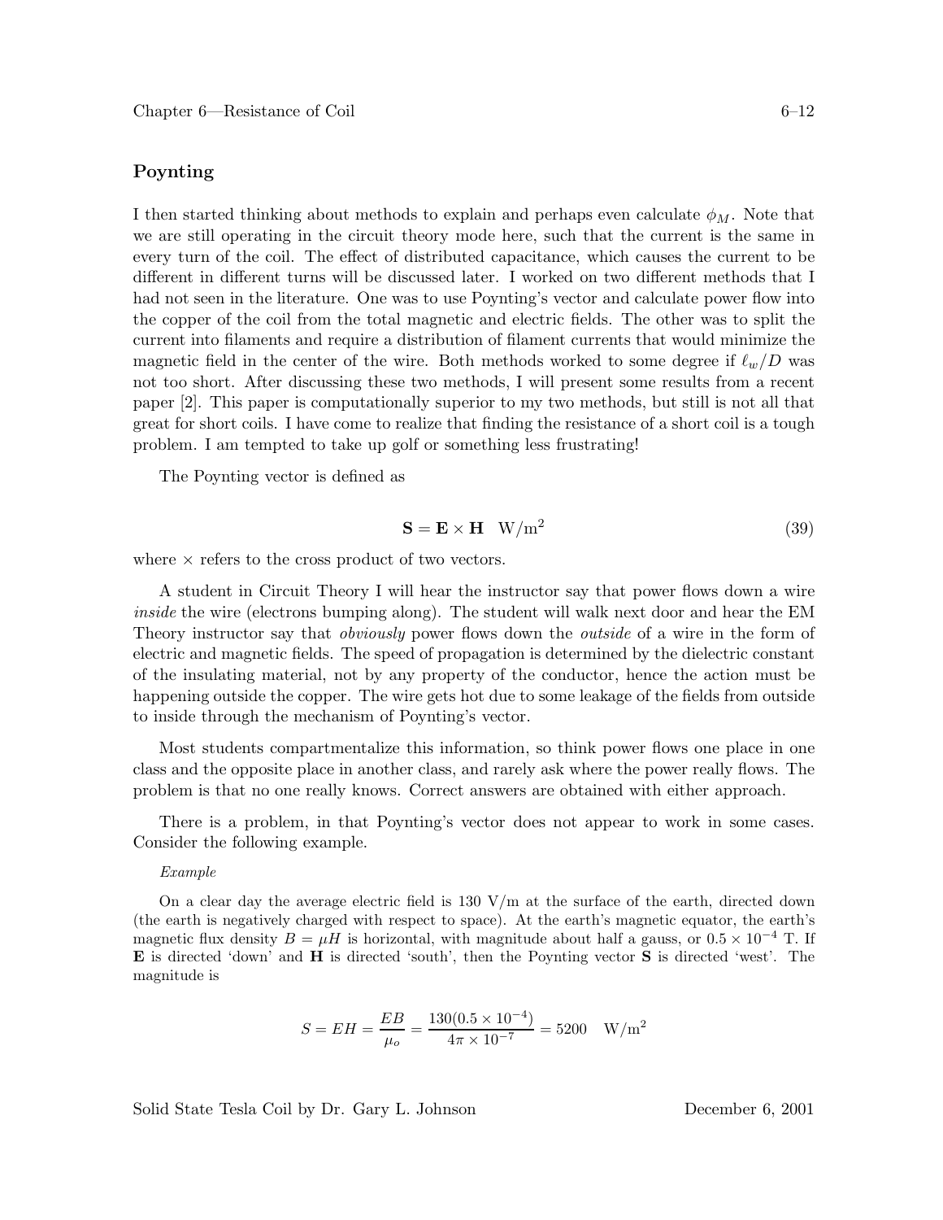## Poynting

I then started thinking about methods to explain and perhaps even calculate $\phi_M$. Note that we are still operating in the circuit theory mode here, such that the current is the same in every turn of the coil. The effect of distributed capacitance, which causes the current to be different in different turns will be discussed later. I worked on two different methods that I had not seen in the literature. One was to use Poynting's vector and calculate power flow into the copper of the coil from the total magnetic and electric fields. The other was to split the current into filaments and require a distribution of filament currents that would minimize the magnetic field in the center of the wire. Both methods worked to some degree if $\ell_w/D$ was not too short. After discussing these two methods, I will present some results from a recent paper [2]. This paper is computationally superior to my two methods, but still is not all that great for short coils. I have come to realize that finding the resistance of a short coil is a tough problem. I am tempted to take up golf or something less frustrating!

The Poynting vector is defined as

$$\mathbf{S} = \mathbf{E} \times \mathbf{H} \quad \mathrm{W/m^2} \tag{39}$$

where $\times$ refers to the cross product of two vectors.

A student in Circuit Theory I will hear the instructor say that power flows down a wire *inside* the wire (electrons bumping along). The student will walk next door and hear the EM Theory instructor say that *obviously* power flows down the *outside* of a wire in the form of electric and magnetic fields. The speed of propagation is determined by the dielectric constant of the insulating material, not by any property of the conductor, hence the action must be happening outside the copper. The wire gets hot due to some leakage of the fields from outside to inside through the mechanism of Poynting's vector.

Most students compartmentalize this information, so think power flows one place in one class and the opposite place in another class, and rarely ask where the power really flows. The problem is that no one really knows. Correct answers are obtained with either approach.

There is a problem, in that Poynting's vector does not appear to work in some cases. Consider the following example.

*Example*

On a clear day the average electric field is 130 V/m at the surface of the earth, directed down (the earth is negatively charged with respect to space). At the earth's magnetic equator, the earth's magnetic flux density $B = \mu H$ is horizontal, with magnitude about half a gauss, or $0.5 \times 10^{-4}$ T. If $\mathbf{E}$ is directed 'down' and $\mathbf{H}$ is directed 'south', then the Poynting vector $\mathbf{S}$ is directed 'west'. The magnitude is

$$S = EH = \frac{EB}{\mu_o} = \frac{130(0.5 \times 10^{-4})}{4\pi \times 10^{-7}} = 5200 \quad \mathrm{W/m^2}$$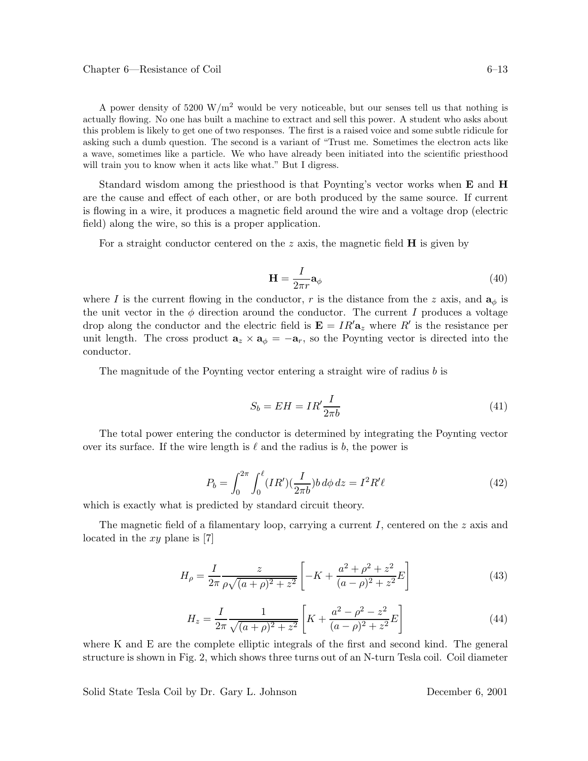A power density of 5200 W/m$^2$ would be very noticeable, but our senses tell us that nothing is actually flowing. No one has built a machine to extract and sell this power. A student who asks about this problem is likely to get one of two responses. The first is a raised voice and some subtle ridicule for asking such a dumb question. The second is a variant of "Trust me. Sometimes the electron acts like a wave, sometimes like a particle. We who have already been initiated into the scientific priesthood will train you to know when it acts like what." But I digress.

Standard wisdom among the priesthood is that Poynting's vector works when **E** and **H** are the cause and effect of each other, or are both produced by the same source. If current is flowing in a wire, it produces a magnetic field around the wire and a voltage drop (electric field) along the wire, so this is a proper application.

For a straight conductor centered on the $z$ axis, the magnetic field **H** is given by

$$\mathbf{H} = \frac{I}{2\pi r}\mathbf{a}_\phi \tag{40}$$

where $I$ is the current flowing in the conductor, $r$ is the distance from the $z$ axis, and $\mathbf{a}_\phi$ is the unit vector in the $\phi$ direction around the conductor. The current $I$ produces a voltage drop along the conductor and the electric field is $\mathbf{E} = IR'\mathbf{a}_z$ where $R'$ is the resistance per unit length. The cross product $\mathbf{a}_z \times \mathbf{a}_\phi = -\mathbf{a}_r$, so the Poynting vector is directed into the conductor.

The magnitude of the Poynting vector entering a straight wire of radius $b$ is

$$S_b = EH = IR'\frac{I}{2\pi b} \tag{41}$$

The total power entering the conductor is determined by integrating the Poynting vector over its surface. If the wire length is $\ell$ and the radius is $b$, the power is

$$P_b = \int_0^{2\pi}\int_0^{\ell}(IR')(\frac{I}{2\pi b})b\,d\phi\,dz = I^2R'\ell \tag{42}$$

which is exactly what is predicted by standard circuit theory.

The magnetic field of a filamentary loop, carrying a current $I$, centered on the $z$ axis and located in the $xy$ plane is [7]

$$H_\rho = \frac{I}{2\pi}\frac{z}{\rho\sqrt{(a+\rho)^2+z^2}}\left[-K + \frac{a^2+\rho^2+z^2}{(a-\rho)^2+z^2}E\right] \tag{43}$$

$$H_z = \frac{I}{2\pi}\frac{1}{\sqrt{(a+\rho)^2+z^2}}\left[K + \frac{a^2-\rho^2-z^2}{(a-\rho)^2+z^2}E\right] \tag{44}$$

where K and E are the complete elliptic integrals of the first and second kind. The general structure is shown in Fig. 2, which shows three turns out of an N-turn Tesla coil. Coil diameter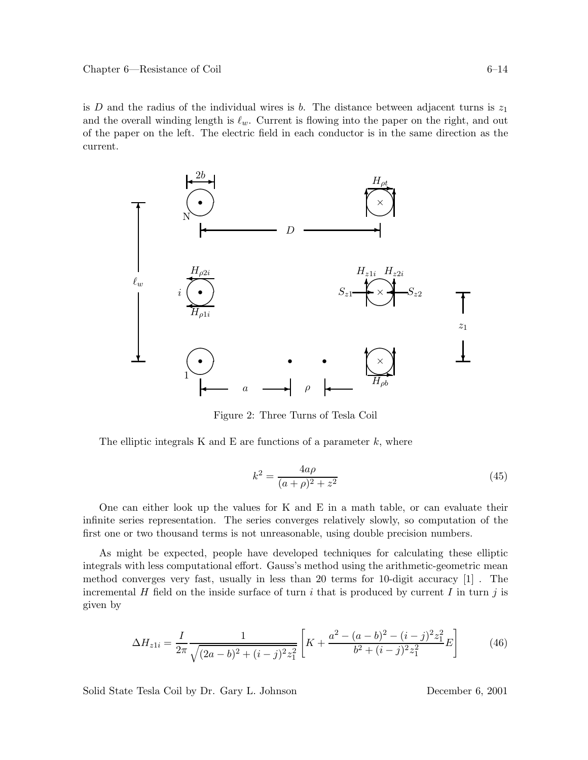is $D$ and the radius of the individual wires is $b$. The distance between adjacent turns is $z_1$ and the overall winding length is $\ell_w$. Current is flowing into the paper on the right, and out of the paper on the left. The electric field in each conductor is in the same direction as the current.

Figure 2: Three Turns of Tesla Coil

The elliptic integrals K and E are functions of a parameter $k$, where

$$k^2 = \frac{4a\rho}{(a+\rho)^2 + z^2} \tag{45}$$

One can either look up the values for K and E in a math table, or can evaluate their infinite series representation. The series converges relatively slowly, so computation of the first one or two thousand terms is not unreasonable, using double precision numbers.

As might be expected, people have developed techniques for calculating these elliptic integrals with less computational effort. Gauss's method using the arithmetic-geometric mean method converges very fast, usually in less than 20 terms for 10-digit accuracy [1] . The incremental $H$ field on the inside surface of turn $i$ that is produced by current $I$ in turn $j$ is given by

$$\Delta H_{z1i} = \frac{I}{2\pi} \frac{1}{\sqrt{(2a-b)^2 + (i-j)^2 z_1^2}} \left[ K + \frac{a^2 - (a-b)^2 - (i-j)^2 z_1^2}{b^2 + (i-j)^2 z_1^2} E \right] \tag{46}$$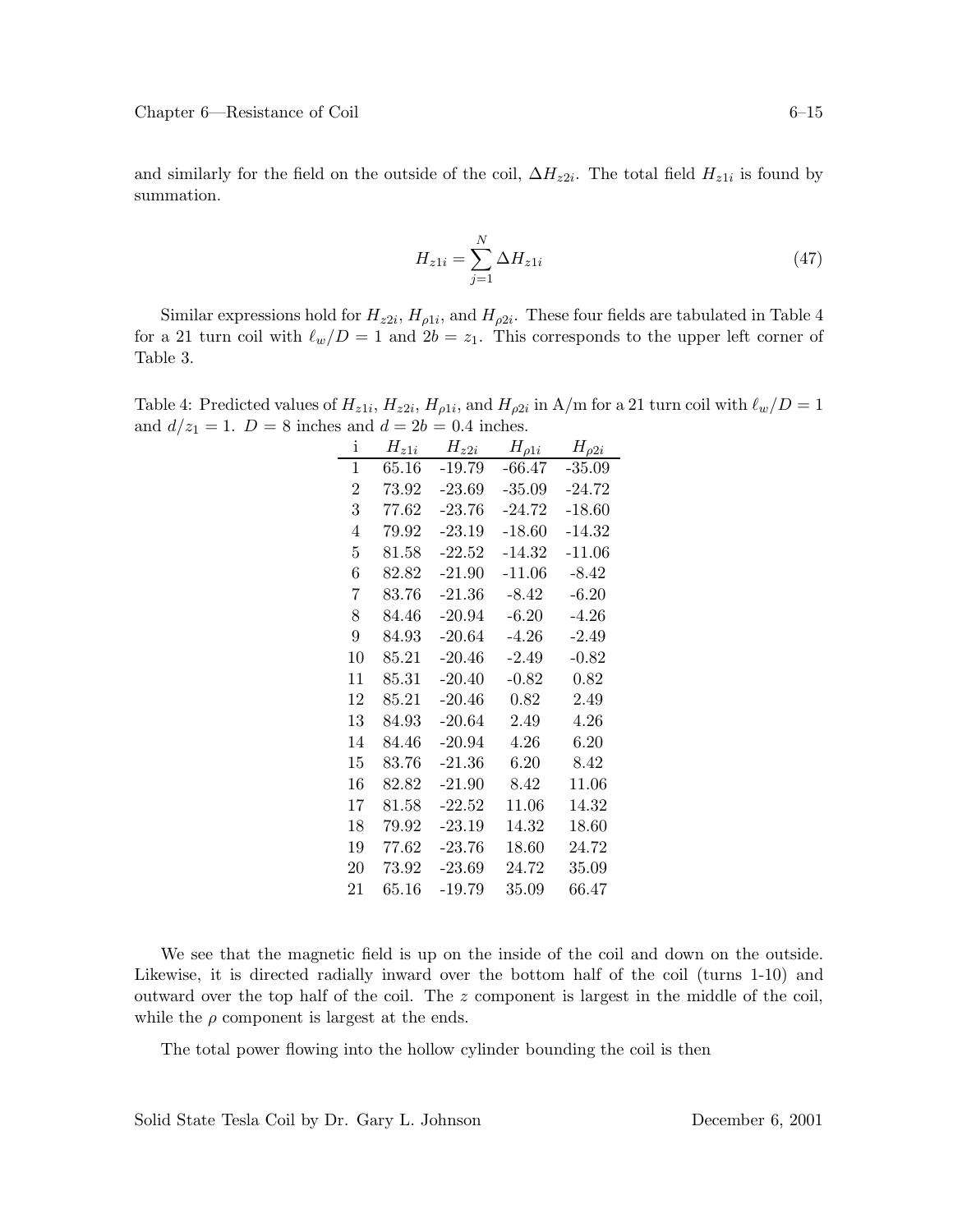and similarly for the field on the outside of the coil, $\Delta H_{z2i}$. The total field $H_{z1i}$ is found by summation.

$$H_{z1i} = \sum_{j=1}^{N} \Delta H_{z1i} \tag{47}$$

Similar expressions hold for $H_{z2i}$, $H_{\rho 1i}$, and $H_{\rho 2i}$. These four fields are tabulated in Table 4 for a 21 turn coil with $\ell_w/D = 1$ and $2b = z_1$. This corresponds to the upper left corner of Table 3.

Table 4: Predicted values of $H_{z1i}$, $H_{z2i}$, $H_{\rho 1i}$, and $H_{\rho 2i}$ in A/m for a 21 turn coil with $\ell_w/D = 1$ and $d/z_1 = 1$. $D = 8$ inches and $d = 2b = 0.4$ inches.

| i | $H_{z1i}$ | $H_{z2i}$ | $H_{\rho 1i}$ | $H_{\rho 2i}$ |
|---|---|---|---|---|
| 1 | 65.16 | -19.79 | -66.47 | -35.09 |
| 2 | 73.92 | -23.69 | -35.09 | -24.72 |
| 3 | 77.62 | -23.76 | -24.72 | -18.60 |
| 4 | 79.92 | -23.19 | -18.60 | -14.32 |
| 5 | 81.58 | -22.52 | -14.32 | -11.06 |
| 6 | 82.82 | -21.90 | -11.06 | -8.42 |
| 7 | 83.76 | -21.36 | -8.42 | -6.20 |
| 8 | 84.46 | -20.94 | -6.20 | -4.26 |
| 9 | 84.93 | -20.64 | -4.26 | -2.49 |
| 10 | 85.21 | -20.46 | -2.49 | -0.82 |
| 11 | 85.31 | -20.40 | -0.82 | 0.82 |
| 12 | 85.21 | -20.46 | 0.82 | 2.49 |
| 13 | 84.93 | -20.64 | 2.49 | 4.26 |
| 14 | 84.46 | -20.94 | 4.26 | 6.20 |
| 15 | 83.76 | -21.36 | 6.20 | 8.42 |
| 16 | 82.82 | -21.90 | 8.42 | 11.06 |
| 17 | 81.58 | -22.52 | 11.06 | 14.32 |
| 18 | 79.92 | -23.19 | 14.32 | 18.60 |
| 19 | 77.62 | -23.76 | 18.60 | 24.72 |
| 20 | 73.92 | -23.69 | 24.72 | 35.09 |
| 21 | 65.16 | -19.79 | 35.09 | 66.47 |

We see that the magnetic field is up on the inside of the coil and down on the outside. Likewise, it is directed radially inward over the bottom half of the coil (turns 1-10) and outward over the top half of the coil. The $z$ component is largest in the middle of the coil, while the $\rho$ component is largest at the ends.

The total power flowing into the hollow cylinder bounding the coil is then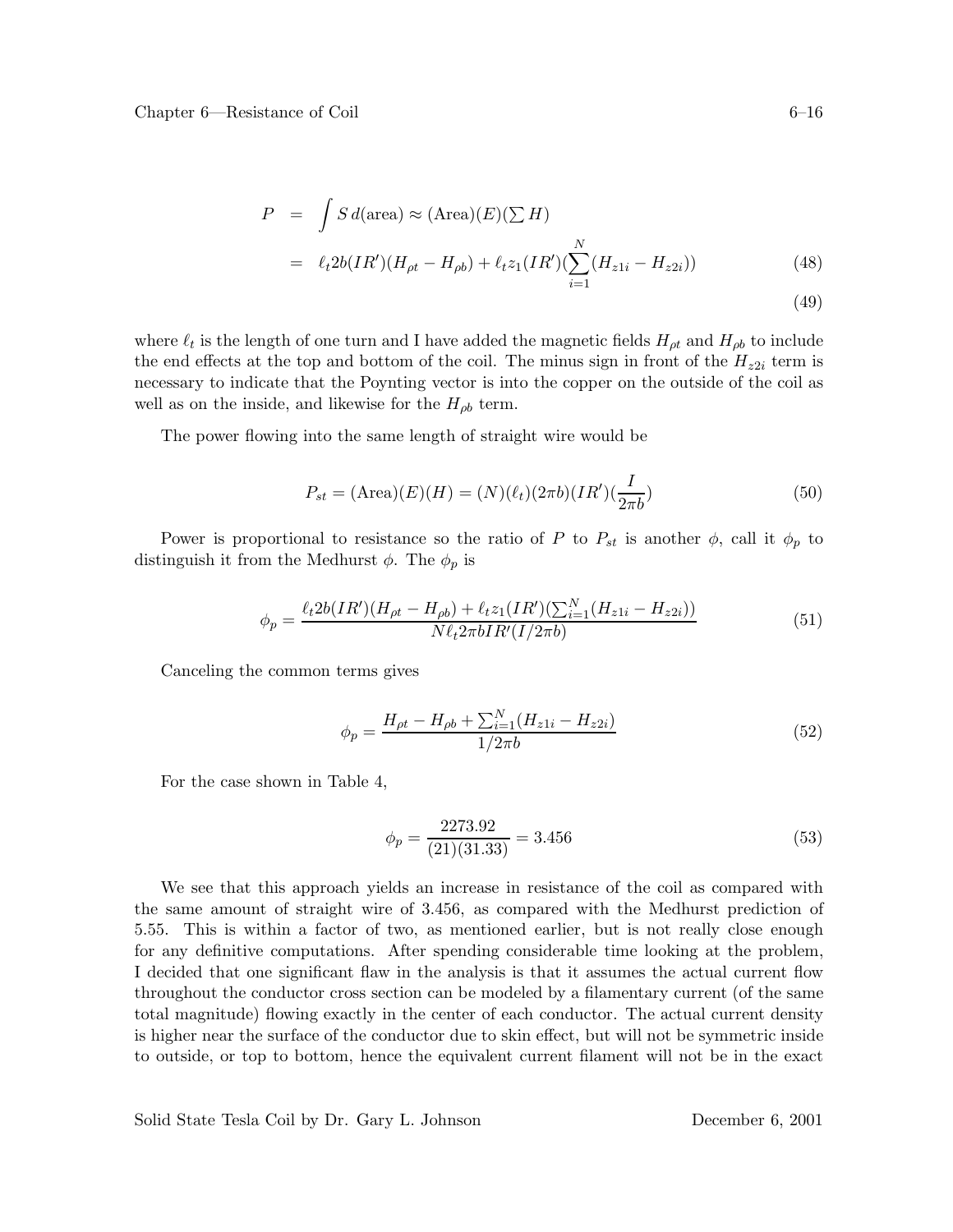$$
\begin{aligned}
P &= \int S \, d(\text{area}) \approx (\text{Area})(E)(\textstyle\sum H) \\
&= \ell_t 2b(IR')(H_{\rho t} - H_{\rho b}) + \ell_t z_1 (IR')(\sum_{i=1}^{N}(H_{z1i} - H_{z2i})) \qquad (48)
\end{aligned}
$$

$$(49)$$

where $\ell_t$ is the length of one turn and I have added the magnetic fields $H_{\rho t}$ and $H_{\rho b}$ to include the end effects at the top and bottom of the coil. The minus sign in front of the $H_{z2i}$ term is necessary to indicate that the Poynting vector is into the copper on the outside of the coil as well as on the inside, and likewise for the $H_{\rho b}$ term.

The power flowing into the same length of straight wire would be

$$
P_{st} = (\text{Area})(E)(H) = (N)(\ell_t)(2\pi b)(IR')(\frac{I}{2\pi b}) \qquad (50)
$$

Power is proportional to resistance so the ratio of $P$ to $P_{st}$ is another $\phi$, call it $\phi_p$ to distinguish it from the Medhurst $\phi$. The $\phi_p$ is

$$
\phi_p = \frac{\ell_t 2b(IR')(H_{\rho t} - H_{\rho b}) + \ell_t z_1 (IR')(\sum_{i=1}^{N}(H_{z1i} - H_{z2i}))}{N \ell_t 2\pi b IR'(I/2\pi b)} \qquad (51)
$$

Canceling the common terms gives

$$
\phi_p = \frac{H_{\rho t} - H_{\rho b} + \sum_{i=1}^{N}(H_{z1i} - H_{z2i})}{1/2\pi b} \qquad (52)
$$

For the case shown in Table 4,

$$
\phi_p = \frac{2273.92}{(21)(31.33)} = 3.456 \qquad (53)
$$

We see that this approach yields an increase in resistance of the coil as compared with the same amount of straight wire of 3.456, as compared with the Medhurst prediction of 5.55. This is within a factor of two, as mentioned earlier, but is not really close enough for any definitive computations. After spending considerable time looking at the problem, I decided that one significant flaw in the analysis is that it assumes the actual current flow throughout the conductor cross section can be modeled by a filamentary current (of the same total magnitude) flowing exactly in the center of each conductor. The actual current density is higher near the surface of the conductor due to skin effect, but will not be symmetric inside to outside, or top to bottom, hence the equivalent current filament will not be in the exact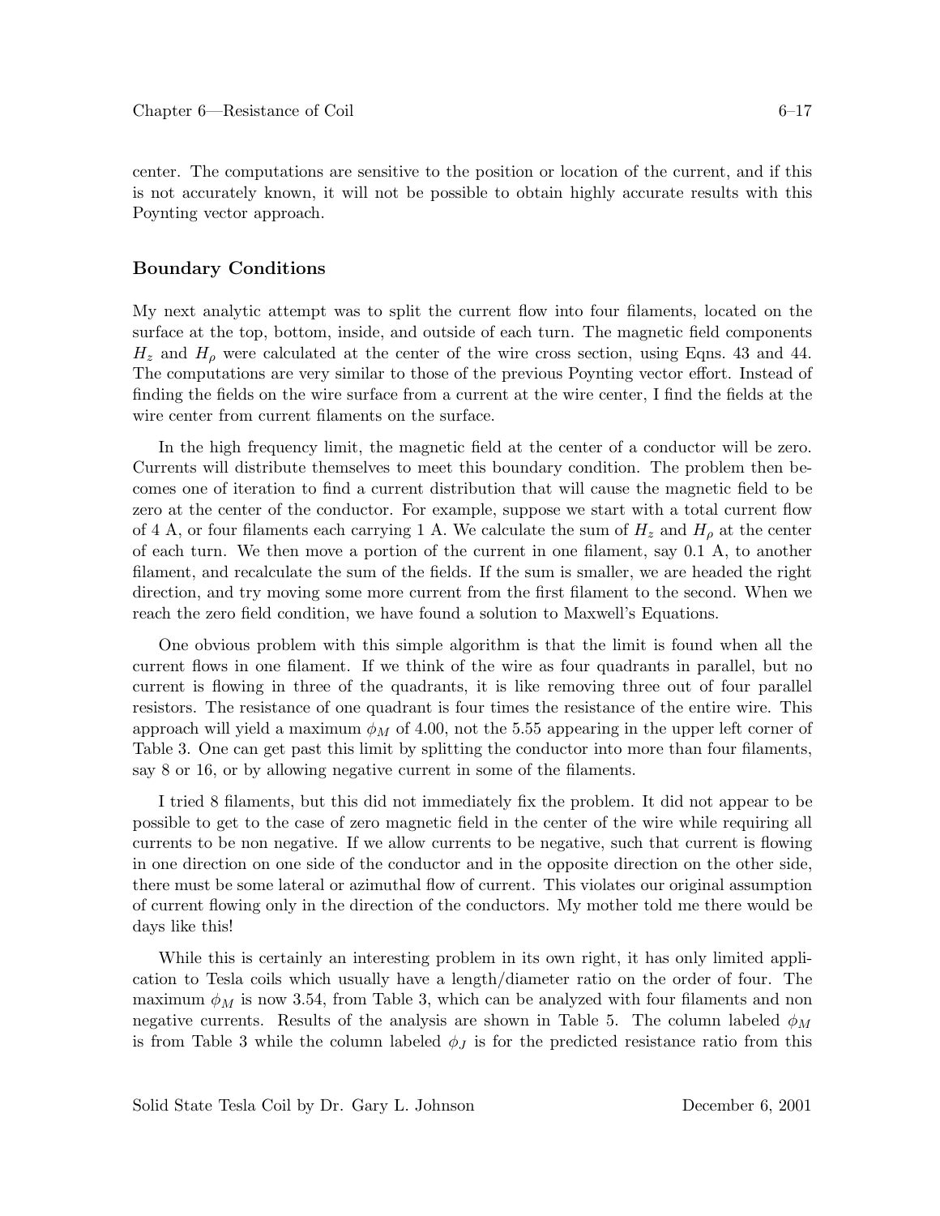center. The computations are sensitive to the position or location of the current, and if this is not accurately known, it will not be possible to obtain highly accurate results with this Poynting vector approach.

## Boundary Conditions

My next analytic attempt was to split the current flow into four filaments, located on the surface at the top, bottom, inside, and outside of each turn. The magnetic field components $H_z$ and $H_\rho$ were calculated at the center of the wire cross section, using Eqns. 43 and 44. The computations are very similar to those of the previous Poynting vector effort. Instead of finding the fields on the wire surface from a current at the wire center, I find the fields at the wire center from current filaments on the surface.

In the high frequency limit, the magnetic field at the center of a conductor will be zero. Currents will distribute themselves to meet this boundary condition. The problem then becomes one of iteration to find a current distribution that will cause the magnetic field to be zero at the center of the conductor. For example, suppose we start with a total current flow of 4 A, or four filaments each carrying 1 A. We calculate the sum of $H_z$ and $H_\rho$ at the center of each turn. We then move a portion of the current in one filament, say 0.1 A, to another filament, and recalculate the sum of the fields. If the sum is smaller, we are headed the right direction, and try moving some more current from the first filament to the second. When we reach the zero field condition, we have found a solution to Maxwell's Equations.

One obvious problem with this simple algorithm is that the limit is found when all the current flows in one filament. If we think of the wire as four quadrants in parallel, but no current is flowing in three of the quadrants, it is like removing three out of four parallel resistors. The resistance of one quadrant is four times the resistance of the entire wire. This approach will yield a maximum $\phi_M$ of 4.00, not the 5.55 appearing in the upper left corner of Table 3. One can get past this limit by splitting the conductor into more than four filaments, say 8 or 16, or by allowing negative current in some of the filaments.

I tried 8 filaments, but this did not immediately fix the problem. It did not appear to be possible to get to the case of zero magnetic field in the center of the wire while requiring all currents to be non negative. If we allow currents to be negative, such that current is flowing in one direction on one side of the conductor and in the opposite direction on the other side, there must be some lateral or azimuthal flow of current. This violates our original assumption of current flowing only in the direction of the conductors. My mother told me there would be days like this!

While this is certainly an interesting problem in its own right, it has only limited application to Tesla coils which usually have a length/diameter ratio on the order of four. The maximum $\phi_M$ is now 3.54, from Table 3, which can be analyzed with four filaments and non negative currents. Results of the analysis are shown in Table 5. The column labeled $\phi_M$ is from Table 3 while the column labeled $\phi_J$ is for the predicted resistance ratio from this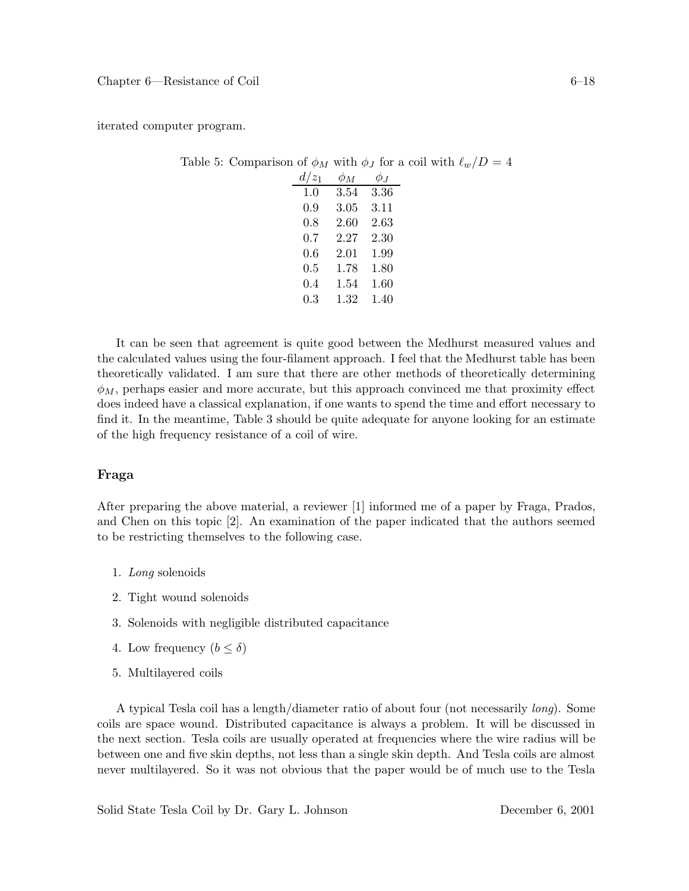iterated computer program.

Table 5: Comparison of $\phi_M$ with $\phi_J$ for a coil with $\ell_w/D = 4$

| $d/z_1$ | $\phi_M$ | $\phi_J$ |
|---|---|---|
| 1.0 | 3.54 | 3.36 |
| 0.9 | 3.05 | 3.11 |
| 0.8 | 2.60 | 2.63 |
| 0.7 | 2.27 | 2.30 |
| 0.6 | 2.01 | 1.99 |
| 0.5 | 1.78 | 1.80 |
| 0.4 | 1.54 | 1.60 |
| 0.3 | 1.32 | 1.40 |

It can be seen that agreement is quite good between the Medhurst measured values and the calculated values using the four-filament approach. I feel that the Medhurst table has been theoretically validated. I am sure that there are other methods of theoretically determining $\phi_M$, perhaps easier and more accurate, but this approach convinced me that proximity effect does indeed have a classical explanation, if one wants to spend the time and effort necessary to find it. In the meantime, Table 3 should be quite adequate for anyone looking for an estimate of the high frequency resistance of a coil of wire.

## Fraga

After preparing the above material, a reviewer [1] informed me of a paper by Fraga, Prados, and Chen on this topic [2]. An examination of the paper indicated that the authors seemed to be restricting themselves to the following case.

1. *Long* solenoids
2. Tight wound solenoids
3. Solenoids with negligible distributed capacitance
4. Low frequency ($b \le \delta$)
5. Multilayered coils

A typical Tesla coil has a length/diameter ratio of about four (not necessarily *long*). Some coils are space wound. Distributed capacitance is always a problem. It will be discussed in the next section. Tesla coils are usually operated at frequencies where the wire radius will be between one and five skin depths, not less than a single skin depth. And Tesla coils are almost never multilayered. So it was not obvious that the paper would be of much use to the Tesla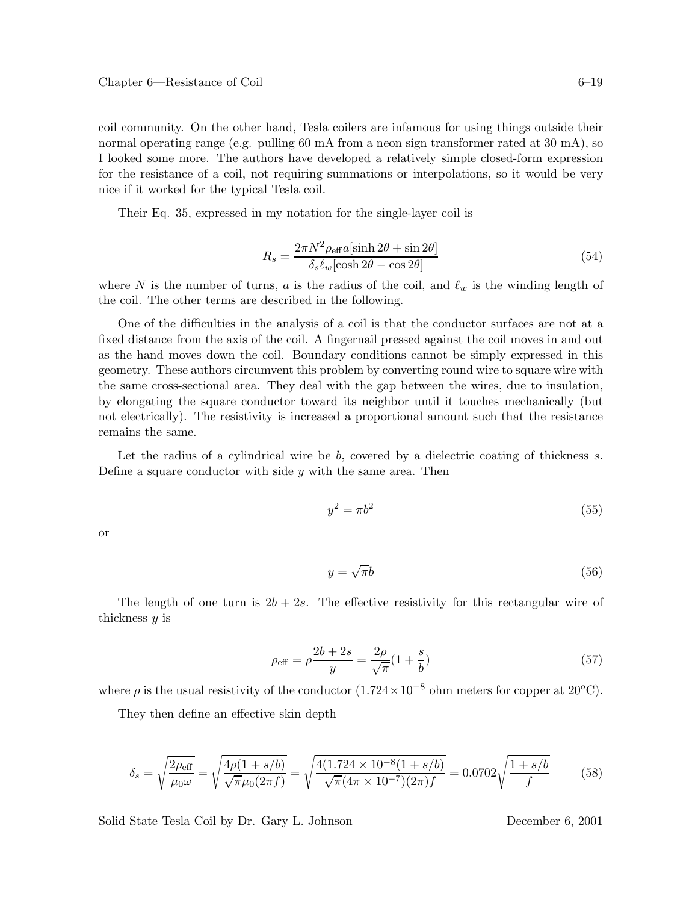coil community. On the other hand, Tesla coilers are infamous for using things outside their normal operating range (e.g. pulling 60 mA from a neon sign transformer rated at 30 mA), so I looked some more. The authors have developed a relatively simple closed-form expression for the resistance of a coil, not requiring summations or interpolations, so it would be very nice if it worked for the typical Tesla coil.

Their Eq. 35, expressed in my notation for the single-layer coil is

$$R_s = \frac{2\pi N^2 \rho_{\text{eff}} a[\sinh 2\theta + \sin 2\theta]}{\delta_s \ell_w [\cosh 2\theta - \cos 2\theta]} \tag{54}$$

where $N$ is the number of turns, $a$ is the radius of the coil, and $\ell_w$ is the winding length of the coil. The other terms are described in the following.

One of the difficulties in the analysis of a coil is that the conductor surfaces are not at a fixed distance from the axis of the coil. A fingernail pressed against the coil moves in and out as the hand moves down the coil. Boundary conditions cannot be simply expressed in this geometry. These authors circumvent this problem by converting round wire to square wire with the same cross-sectional area. They deal with the gap between the wires, due to insulation, by elongating the square conductor toward its neighbor until it touches mechanically (but not electrically). The resistivity is increased a proportional amount such that the resistance remains the same.

Let the radius of a cylindrical wire be $b$, covered by a dielectric coating of thickness $s$. Define a square conductor with side $y$ with the same area. Then

$$y^2 = \pi b^2 \tag{55}$$

or

$$y = \sqrt{\pi} b \tag{56}$$

The length of one turn is $2b + 2s$. The effective resistivity for this rectangular wire of thickness $y$ is

$$\rho_{\text{eff}} = \rho \frac{2b + 2s}{y} = \frac{2\rho}{\sqrt{\pi}}(1 + \frac{s}{b}) \tag{57}$$

where $\rho$ is the usual resistivity of the conductor ($1.724 \times 10^{-8}$ ohm meters for copper at $20^o$C).

They then define an effective skin depth

$$\delta_s = \sqrt{\frac{2\rho_{\text{eff}}}{\mu_0 \omega}} = \sqrt{\frac{4\rho(1 + s/b)}{\sqrt{\pi}\mu_0(2\pi f)}} = \sqrt{\frac{4(1.724 \times 10^{-8}(1 + s/b)}{\sqrt{\pi}(4\pi \times 10^{-7})(2\pi)f}} = 0.0702\sqrt{\frac{1 + s/b}{f}} \tag{58}$$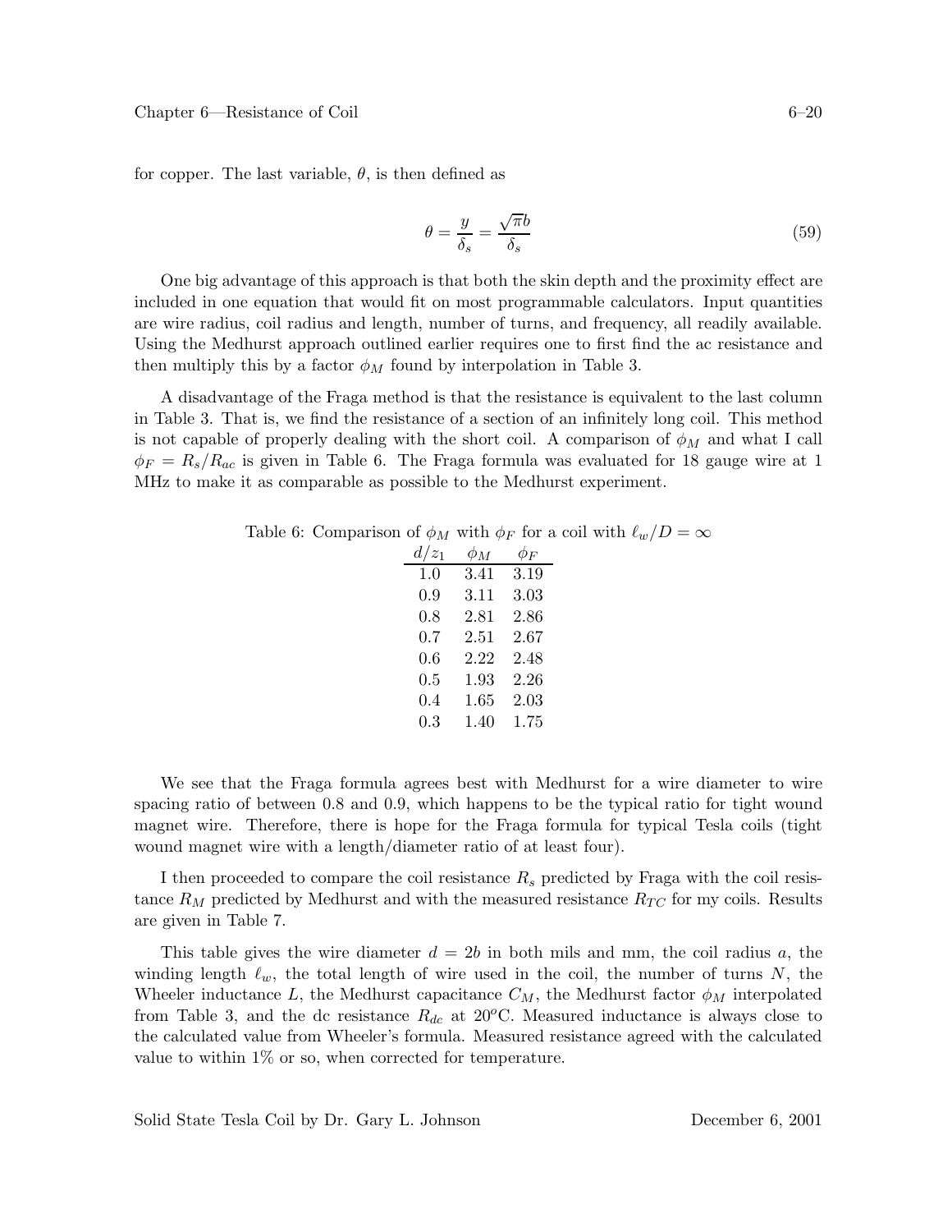for copper. The last variable, $\theta$, is then defined as

$$\theta = \frac{y}{\delta_s} = \frac{\sqrt{\pi} b}{\delta_s} \tag{59}$$

One big advantage of this approach is that both the skin depth and the proximity effect are included in one equation that would fit on most programmable calculators. Input quantities are wire radius, coil radius and length, number of turns, and frequency, all readily available. Using the Medhurst approach outlined earlier requires one to first find the ac resistance and then multiply this by a factor $\phi_M$ found by interpolation in Table 3.

A disadvantage of the Fraga method is that the resistance is equivalent to the last column in Table 3. That is, we find the resistance of a section of an infinitely long coil. This method is not capable of properly dealing with the short coil. A comparison of $\phi_M$ and what I call $\phi_F = R_s/R_{ac}$ is given in Table 6. The Fraga formula was evaluated for 18 gauge wire at 1 MHz to make it as comparable as possible to the Medhurst experiment.

Table 6: Comparison of $\phi_M$ with $\phi_F$ for a coil with $\ell_w/D = \infty$

| $d/z_1$ | $\phi_M$ | $\phi_F$ |
|---|---|---|
| 1.0 | 3.41 | 3.19 |
| 0.9 | 3.11 | 3.03 |
| 0.8 | 2.81 | 2.86 |
| 0.7 | 2.51 | 2.67 |
| 0.6 | 2.22 | 2.48 |
| 0.5 | 1.93 | 2.26 |
| 0.4 | 1.65 | 2.03 |
| 0.3 | 1.40 | 1.75 |

We see that the Fraga formula agrees best with Medhurst for a wire diameter to wire spacing ratio of between 0.8 and 0.9, which happens to be the typical ratio for tight wound magnet wire. Therefore, there is hope for the Fraga formula for typical Tesla coils (tight wound magnet wire with a length/diameter ratio of at least four).

I then proceeded to compare the coil resistance $R_s$ predicted by Fraga with the coil resistance $R_M$ predicted by Medhurst and with the measured resistance $R_{TC}$ for my coils. Results are given in Table 7.

This table gives the wire diameter $d = 2b$ in both mils and mm, the coil radius $a$, the winding length $\ell_w$, the total length of wire used in the coil, the number of turns $N$, the Wheeler inductance $L$, the Medhurst capacitance $C_M$, the Medhurst factor $\phi_M$ interpolated from Table 3, and the dc resistance $R_{dc}$ at 20$^o$C. Measured inductance is always close to the calculated value from Wheeler's formula. Measured resistance agreed with the calculated value to within 1% or so, when corrected for temperature.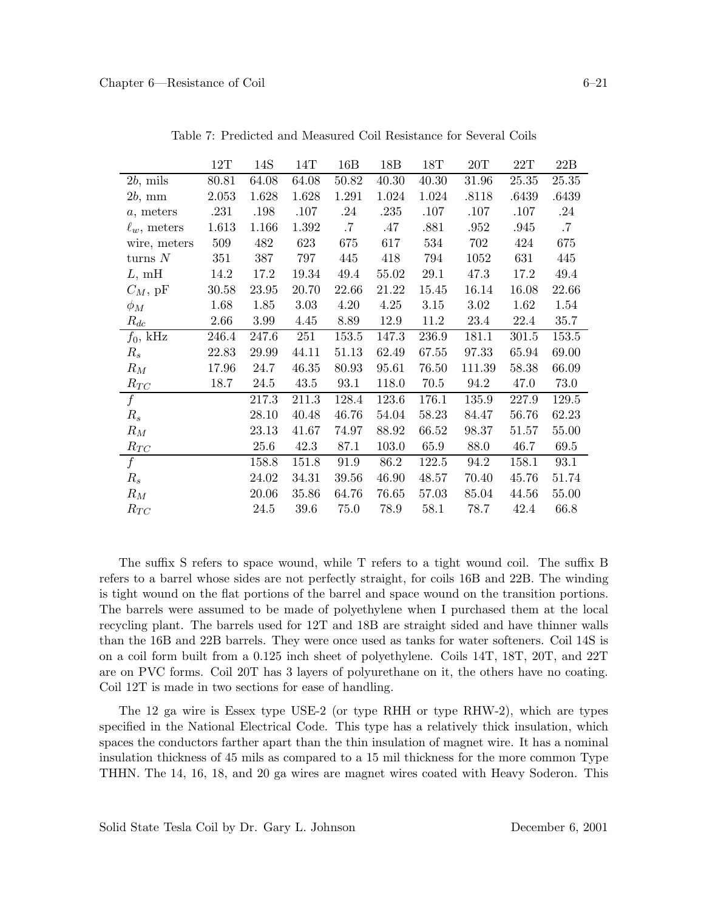Table 7: Predicted and Measured Coil Resistance for Several Coils

| | 12T | 14S | 14T | 16B | 18B | 18T | 20T | 22T | 22B |
|---|---|---|---|---|---|---|---|---|---|
| $2b$, mils | 80.81 | 64.08 | 64.08 | 50.82 | 40.30 | 40.30 | 31.96 | 25.35 | 25.35 |
| $2b$, mm | 2.053 | 1.628 | 1.628 | 1.291 | 1.024 | 1.024 | .8118 | .6439 | .6439 |
| $a$, meters | .231 | .198 | .107 | .24 | .235 | .107 | .107 | .107 | .24 |
| $\ell_w$, meters | 1.613 | 1.166 | 1.392 | .7 | .47 | .881 | .952 | .945 | .7 |
| wire, meters | 509 | 482 | 623 | 675 | 617 | 534 | 702 | 424 | 675 |
| turns $N$ | 351 | 387 | 797 | 445 | 418 | 794 | 1052 | 631 | 445 |
| $L$, mH | 14.2 | 17.2 | 19.34 | 49.4 | 55.02 | 29.1 | 47.3 | 17.2 | 49.4 |
| $C_M$, pF | 30.58 | 23.95 | 20.70 | 22.66 | 21.22 | 15.45 | 16.14 | 16.08 | 22.66 |
| $\phi_M$ | 1.68 | 1.85 | 3.03 | 4.20 | 4.25 | 3.15 | 3.02 | 1.62 | 1.54 |
| $R_{dc}$ | 2.66 | 3.99 | 4.45 | 8.89 | 12.9 | 11.2 | 23.4 | 22.4 | 35.7 |
| $f_0$, kHz | 246.4 | 247.6 | 251 | 153.5 | 147.3 | 236.9 | 181.1 | 301.5 | 153.5 |
| $R_s$ | 22.83 | 29.99 | 44.11 | 51.13 | 62.49 | 67.55 | 97.33 | 65.94 | 69.00 |
| $R_M$ | 17.96 | 24.7 | 46.35 | 80.93 | 95.61 | 76.50 | 111.39 | 58.38 | 66.09 |
| $R_{TC}$ | 18.7 | 24.5 | 43.5 | 93.1 | 118.0 | 70.5 | 94.2 | 47.0 | 73.0 |
| $f$ | | 217.3 | 211.3 | 128.4 | 123.6 | 176.1 | 135.9 | 227.9 | 129.5 |
| $R_s$ | | 28.10 | 40.48 | 46.76 | 54.04 | 58.23 | 84.47 | 56.76 | 62.23 |
| $R_M$ | | 23.13 | 41.67 | 74.97 | 88.92 | 66.52 | 98.37 | 51.57 | 55.00 |
| $R_{TC}$ | | 25.6 | 42.3 | 87.1 | 103.0 | 65.9 | 88.0 | 46.7 | 69.5 |
| $f$ | | 158.8 | 151.8 | 91.9 | 86.2 | 122.5 | 94.2 | 158.1 | 93.1 |
| $R_s$ | | 24.02 | 34.31 | 39.56 | 46.90 | 48.57 | 70.40 | 45.76 | 51.74 |
| $R_M$ | | 20.06 | 35.86 | 64.76 | 76.65 | 57.03 | 85.04 | 44.56 | 55.00 |
| $R_{TC}$ | | 24.5 | 39.6 | 75.0 | 78.9 | 58.1 | 78.7 | 42.4 | 66.8 |

The suffix S refers to space wound, while T refers to a tight wound coil. The suffix B refers to a barrel whose sides are not perfectly straight, for coils 16B and 22B. The winding is tight wound on the flat portions of the barrel and space wound on the transition portions. The barrels were assumed to be made of polyethylene when I purchased them at the local recycling plant. The barrels used for 12T and 18B are straight sided and have thinner walls than the 16B and 22B barrels. They were once used as tanks for water softeners. Coil 14S is on a coil form built from a 0.125 inch sheet of polyethylene. Coils 14T, 18T, 20T, and 22T are on PVC forms. Coil 20T has 3 layers of polyurethane on it, the others have no coating. Coil 12T is made in two sections for ease of handling.

The 12 ga wire is Essex type USE-2 (or type RHH or type RHW-2), which are types specified in the National Electrical Code. This type has a relatively thick insulation, which spaces the conductors farther apart than the thin insulation of magnet wire. It has a nominal insulation thickness of 45 mils as compared to a 15 mil thickness for the more common Type THHN. The 14, 16, 18, and 20 ga wires are magnet wires coated with Heavy Soderon. This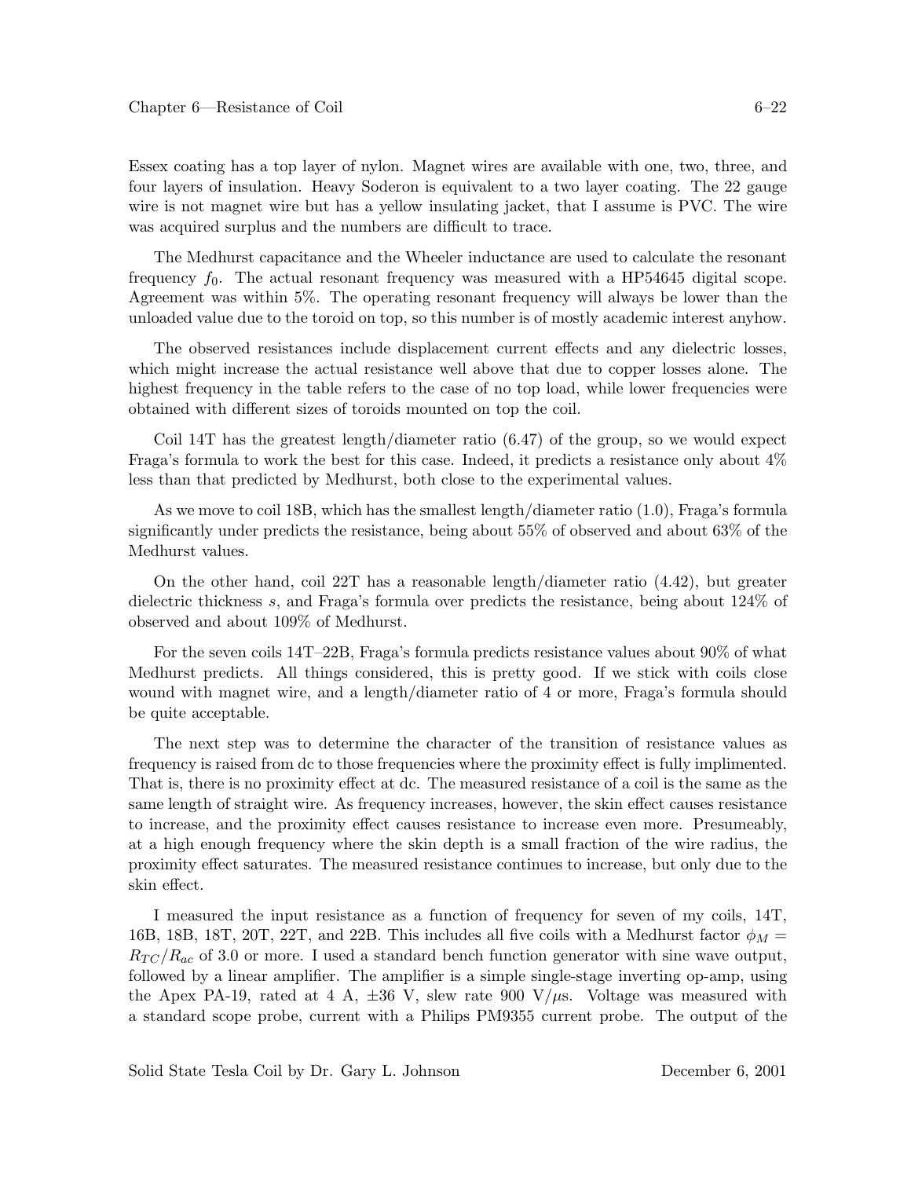Essex coating has a top layer of nylon. Magnet wires are available with one, two, three, and four layers of insulation. Heavy Soderon is equivalent to a two layer coating. The 22 gauge wire is not magnet wire but has a yellow insulating jacket, that I assume is PVC. The wire was acquired surplus and the numbers are difficult to trace.

The Medhurst capacitance and the Wheeler inductance are used to calculate the resonant frequency $f_0$. The actual resonant frequency was measured with a HP54645 digital scope. Agreement was within 5%. The operating resonant frequency will always be lower than the unloaded value due to the toroid on top, so this number is of mostly academic interest anyhow.

The observed resistances include displacement current effects and any dielectric losses, which might increase the actual resistance well above that due to copper losses alone. The highest frequency in the table refers to the case of no top load, while lower frequencies were obtained with different sizes of toroids mounted on top the coil.

Coil 14T has the greatest length/diameter ratio (6.47) of the group, so we would expect Fraga's formula to work the best for this case. Indeed, it predicts a resistance only about 4% less than that predicted by Medhurst, both close to the experimental values.

As we move to coil 18B, which has the smallest length/diameter ratio (1.0), Fraga's formula significantly under predicts the resistance, being about 55% of observed and about 63% of the Medhurst values.

On the other hand, coil 22T has a reasonable length/diameter ratio (4.42), but greater dielectric thickness $s$, and Fraga's formula over predicts the resistance, being about 124% of observed and about 109% of Medhurst.

For the seven coils 14T–22B, Fraga's formula predicts resistance values about 90% of what Medhurst predicts. All things considered, this is pretty good. If we stick with coils close wound with magnet wire, and a length/diameter ratio of 4 or more, Fraga's formula should be quite acceptable.

The next step was to determine the character of the transition of resistance values as frequency is raised from dc to those frequencies where the proximity effect is fully implimented. That is, there is no proximity effect at dc. The measured resistance of a coil is the same as the same length of straight wire. As frequency increases, however, the skin effect causes resistance to increase, and the proximity effect causes resistance to increase even more. Presumeably, at a high enough frequency where the skin depth is a small fraction of the wire radius, the proximity effect saturates. The measured resistance continues to increase, but only due to the skin effect.

I measured the input resistance as a function of frequency for seven of my coils, 14T, 16B, 18B, 18T, 20T, 22T, and 22B. This includes all five coils with a Medhurst factor $\phi_M = R_{TC}/R_{ac}$ of 3.0 or more. I used a standard bench function generator with sine wave output, followed by a linear amplifier. The amplifier is a simple single-stage inverting op-amp, using the Apex PA-19, rated at 4 A, ±36 V, slew rate 900 V/$\mu$s. Voltage was measured with a standard scope probe, current with a Philips PM9355 current probe. The output of the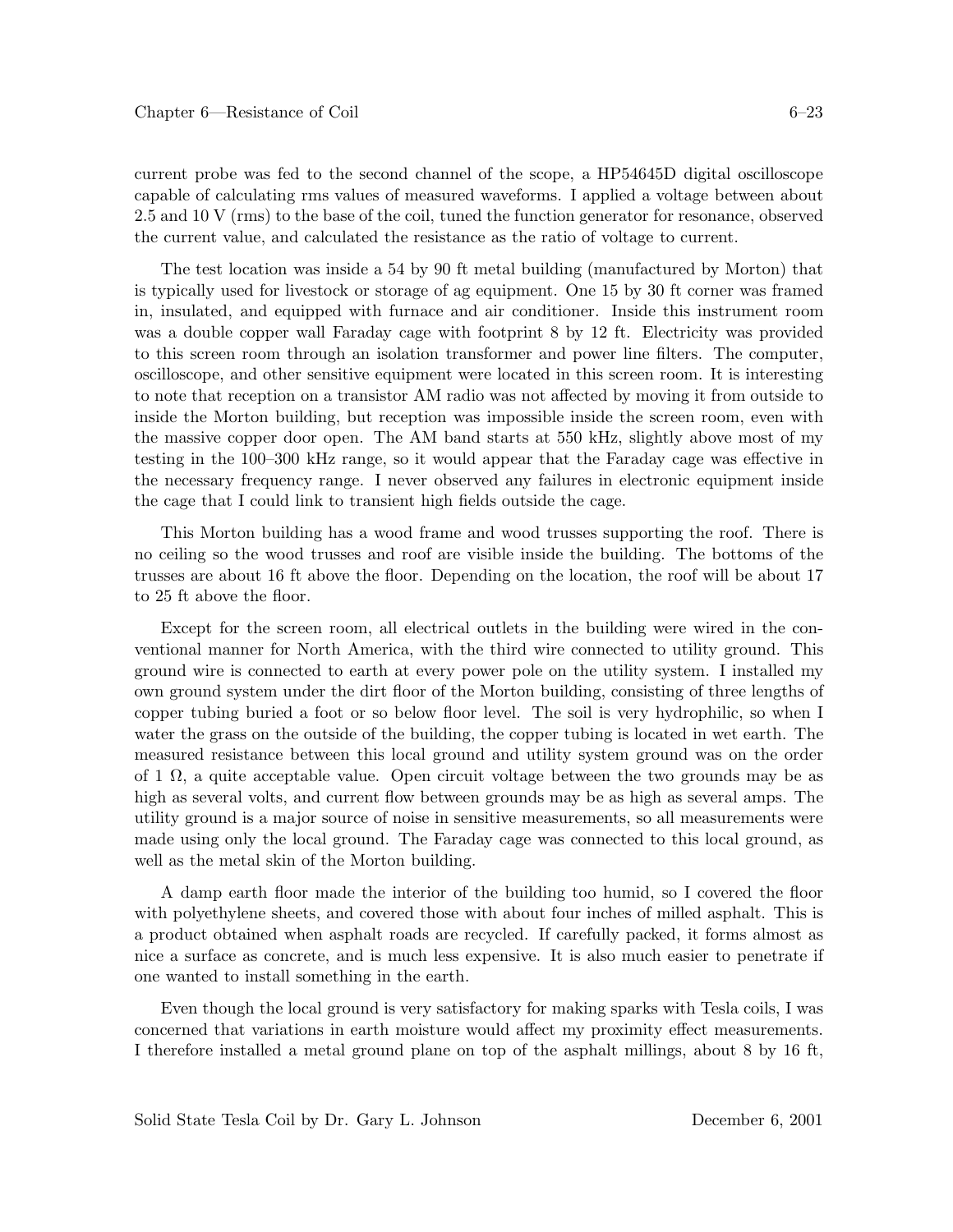current probe was fed to the second channel of the scope, a HP54645D digital oscilloscope capable of calculating rms values of measured waveforms. I applied a voltage between about 2.5 and 10 V (rms) to the base of the coil, tuned the function generator for resonance, observed the current value, and calculated the resistance as the ratio of voltage to current.

The test location was inside a 54 by 90 ft metal building (manufactured by Morton) that is typically used for livestock or storage of ag equipment. One 15 by 30 ft corner was framed in, insulated, and equipped with furnace and air conditioner. Inside this instrument room was a double copper wall Faraday cage with footprint 8 by 12 ft. Electricity was provided to this screen room through an isolation transformer and power line filters. The computer, oscilloscope, and other sensitive equipment were located in this screen room. It is interesting to note that reception on a transistor AM radio was not affected by moving it from outside to inside the Morton building, but reception was impossible inside the screen room, even with the massive copper door open. The AM band starts at 550 kHz, slightly above most of my testing in the 100–300 kHz range, so it would appear that the Faraday cage was effective in the necessary frequency range. I never observed any failures in electronic equipment inside the cage that I could link to transient high fields outside the cage.

This Morton building has a wood frame and wood trusses supporting the roof. There is no ceiling so the wood trusses and roof are visible inside the building. The bottoms of the trusses are about 16 ft above the floor. Depending on the location, the roof will be about 17 to 25 ft above the floor.

Except for the screen room, all electrical outlets in the building were wired in the conventional manner for North America, with the third wire connected to utility ground. This ground wire is connected to earth at every power pole on the utility system. I installed my own ground system under the dirt floor of the Morton building, consisting of three lengths of copper tubing buried a foot or so below floor level. The soil is very hydrophilic, so when I water the grass on the outside of the building, the copper tubing is located in wet earth. The measured resistance between this local ground and utility system ground was on the order of 1 $\Omega$, a quite acceptable value. Open circuit voltage between the two grounds may be as high as several volts, and current flow between grounds may be as high as several amps. The utility ground is a major source of noise in sensitive measurements, so all measurements were made using only the local ground. The Faraday cage was connected to this local ground, as well as the metal skin of the Morton building.

A damp earth floor made the interior of the building too humid, so I covered the floor with polyethylene sheets, and covered those with about four inches of milled asphalt. This is a product obtained when asphalt roads are recycled. If carefully packed, it forms almost as nice a surface as concrete, and is much less expensive. It is also much easier to penetrate if one wanted to install something in the earth.

Even though the local ground is very satisfactory for making sparks with Tesla coils, I was concerned that variations in earth moisture would affect my proximity effect measurements. I therefore installed a metal ground plane on top of the asphalt millings, about 8 by 16 ft,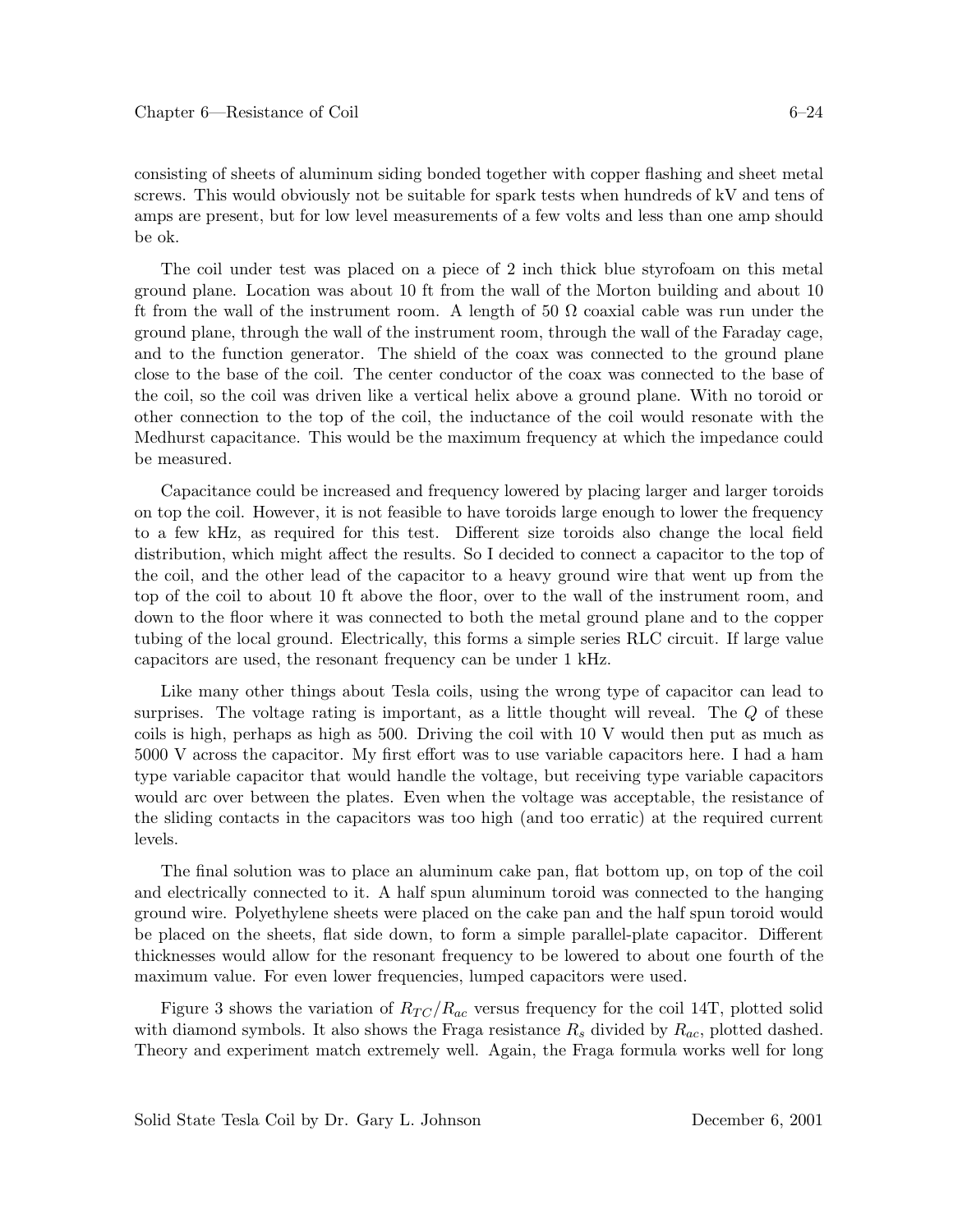consisting of sheets of aluminum siding bonded together with copper flashing and sheet metal screws. This would obviously not be suitable for spark tests when hundreds of kV and tens of amps are present, but for low level measurements of a few volts and less than one amp should be ok.

The coil under test was placed on a piece of 2 inch thick blue styrofoam on this metal ground plane. Location was about 10 ft from the wall of the Morton building and about 10 ft from the wall of the instrument room. A length of 50 $\Omega$ coaxial cable was run under the ground plane, through the wall of the instrument room, through the wall of the Faraday cage, and to the function generator. The shield of the coax was connected to the ground plane close to the base of the coil. The center conductor of the coax was connected to the base of the coil, so the coil was driven like a vertical helix above a ground plane. With no toroid or other connection to the top of the coil, the inductance of the coil would resonate with the Medhurst capacitance. This would be the maximum frequency at which the impedance could be measured.

Capacitance could be increased and frequency lowered by placing larger and larger toroids on top the coil. However, it is not feasible to have toroids large enough to lower the frequency to a few kHz, as required for this test. Different size toroids also change the local field distribution, which might affect the results. So I decided to connect a capacitor to the top of the coil, and the other lead of the capacitor to a heavy ground wire that went up from the top of the coil to about 10 ft above the floor, over to the wall of the instrument room, and down to the floor where it was connected to both the metal ground plane and to the copper tubing of the local ground. Electrically, this forms a simple series RLC circuit. If large value capacitors are used, the resonant frequency can be under 1 kHz.

Like many other things about Tesla coils, using the wrong type of capacitor can lead to surprises. The voltage rating is important, as a little thought will reveal. The $Q$ of these coils is high, perhaps as high as 500. Driving the coil with 10 V would then put as much as 5000 V across the capacitor. My first effort was to use variable capacitors here. I had a ham type variable capacitor that would handle the voltage, but receiving type variable capacitors would arc over between the plates. Even when the voltage was acceptable, the resistance of the sliding contacts in the capacitors was too high (and too erratic) at the required current levels.

The final solution was to place an aluminum cake pan, flat bottom up, on top of the coil and electrically connected to it. A half spun aluminum toroid was connected to the hanging ground wire. Polyethylene sheets were placed on the cake pan and the half spun toroid would be placed on the sheets, flat side down, to form a simple parallel-plate capacitor. Different thicknesses would allow for the resonant frequency to be lowered to about one fourth of the maximum value. For even lower frequencies, lumped capacitors were used.

Figure 3 shows the variation of $R_{TC}/R_{ac}$ versus frequency for the coil 14T, plotted solid with diamond symbols. It also shows the Fraga resistance $R_s$ divided by $R_{ac}$, plotted dashed. Theory and experiment match extremely well. Again, the Fraga formula works well for long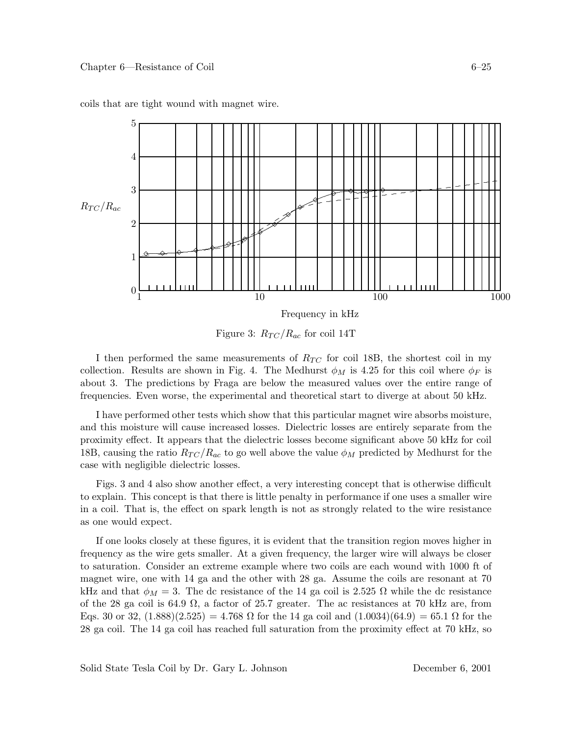coils that are tight wound with magnet wire.

Figure 3: $R_{TC}/R_{ac}$ for coil 14T

I then performed the same measurements of $R_{TC}$ for coil 18B, the shortest coil in my collection. Results are shown in Fig. 4. The Medhurst $\phi_M$ is 4.25 for this coil where $\phi_F$ is about 3. The predictions by Fraga are below the measured values over the entire range of frequencies. Even worse, the experimental and theoretical start to diverge at about 50 kHz.

I have performed other tests which show that this particular magnet wire absorbs moisture, and this moisture will cause increased losses. Dielectric losses are entirely separate from the proximity effect. It appears that the dielectric losses become significant above 50 kHz for coil 18B, causing the ratio $R_{TC}/R_{ac}$ to go well above the value $\phi_M$ predicted by Medhurst for the case with negligible dielectric losses.

Figs. 3 and 4 also show another effect, a very interesting concept that is otherwise difficult to explain. This concept is that there is little penalty in performance if one uses a smaller wire in a coil. That is, the effect on spark length is not as strongly related to the wire resistance as one would expect.

If one looks closely at these figures, it is evident that the transition region moves higher in frequency as the wire gets smaller. At a given frequency, the larger wire will always be closer to saturation. Consider an extreme example where two coils are each wound with 1000 ft of magnet wire, one with 14 ga and the other with 28 ga. Assume the coils are resonant at 70 kHz and that $\phi_M = 3$. The dc resistance of the 14 ga coil is 2.525 $\Omega$ while the dc resistance of the 28 ga coil is 64.9 $\Omega$, a factor of 25.7 greater. The ac resistances at 70 kHz are, from Eqs. 30 or 32, $(1.888)(2.525) = 4.768$ $\Omega$ for the 14 ga coil and $(1.0034)(64.9) = 65.1$ $\Omega$ for the 28 ga coil. The 14 ga coil has reached full saturation from the proximity effect at 70 kHz, so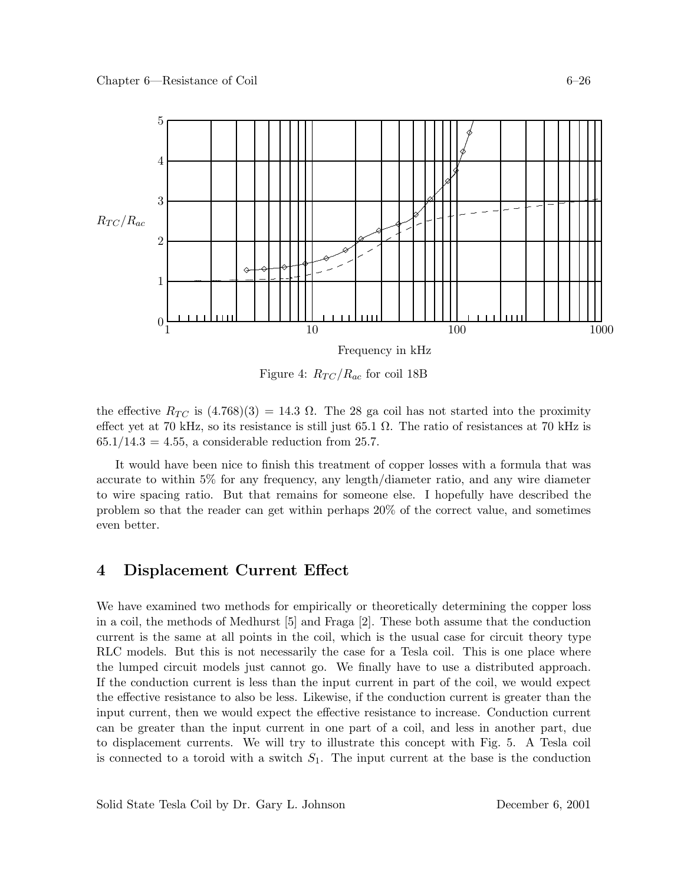Figure 4: $R_{TC}/R_{ac}$ for coil 18B

the effective $R_{TC}$ is $(4.768)(3) = 14.3\ \Omega$. The 28 ga coil has not started into the proximity effect yet at 70 kHz, so its resistance is still just 65.1 Ω. The ratio of resistances at 70 kHz is $65.1/14.3 = 4.55$, a considerable reduction from 25.7.

It would have been nice to finish this treatment of copper losses with a formula that was accurate to within 5% for any frequency, any length/diameter ratio, and any wire diameter to wire spacing ratio. But that remains for someone else. I hopefully have described the problem so that the reader can get within perhaps 20% of the correct value, and sometimes even better.

## 4 Displacement Current Effect

We have examined two methods for empirically or theoretically determining the copper loss in a coil, the methods of Medhurst [5] and Fraga [2]. These both assume that the conduction current is the same at all points in the coil, which is the usual case for circuit theory type RLC models. But this is not necessarily the case for a Tesla coil. This is one place where the lumped circuit models just cannot go. We finally have to use a distributed approach. If the conduction current is less than the input current in part of the coil, we would expect the effective resistance to also be less. Likewise, if the conduction current is greater than the input current, then we would expect the effective resistance to increase. Conduction current can be greater than the input current in one part of a coil, and less in another part, due to displacement currents. We will try to illustrate this concept with Fig. 5. A Tesla coil is connected to a toroid with a switch $S_1$. The input current at the base is the conduction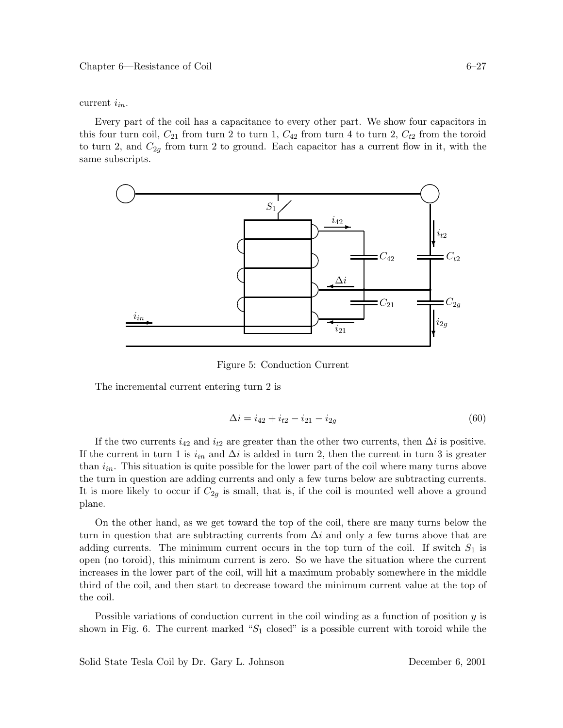current $i_{in}$.

Every part of the coil has a capacitance to every other part. We show four capacitors in this four turn coil, $C_{21}$ from turn 2 to turn 1, $C_{42}$ from turn 4 to turn 2, $C_{t2}$ from the toroid to turn 2, and $C_{2g}$ from turn 2 to ground. Each capacitor has a current flow in it, with the same subscripts.

Figure 5: Conduction Current

The incremental current entering turn 2 is

$$\Delta i = i_{42} + i_{t2} - i_{21} - i_{2g} \tag{60}$$

If the two currents $i_{42}$ and $i_{t2}$ are greater than the other two currents, then $\Delta i$ is positive. If the current in turn 1 is $i_{in}$ and $\Delta i$ is added in turn 2, then the current in turn 3 is greater than $i_{in}$. This situation is quite possible for the lower part of the coil where many turns above the turn in question are adding currents and only a few turns below are subtracting currents. It is more likely to occur if $C_{2g}$ is small, that is, if the coil is mounted well above a ground plane.

On the other hand, as we get toward the top of the coil, there are many turns below the turn in question that are subtracting currents from $\Delta i$ and only a few turns above that are adding currents. The minimum current occurs in the top turn of the coil. If switch $S_1$ is open (no toroid), this minimum current is zero. So we have the situation where the current increases in the lower part of the coil, will hit a maximum probably somewhere in the middle third of the coil, and then start to decrease toward the minimum current value at the top of the coil.

Possible variations of conduction current in the coil winding as a function of position $y$ is shown in Fig. 6. The current marked "$S_1$ closed" is a possible current with toroid while the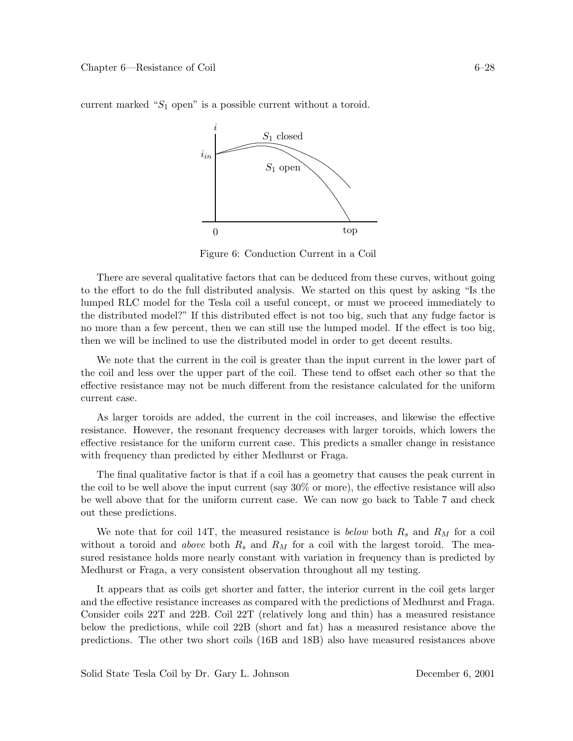current marked "$S_1$ open" is a possible current without a toroid.

Figure 6: Conduction Current in a Coil

There are several qualitative factors that can be deduced from these curves, without going to the effort to do the full distributed analysis. We started on this quest by asking "Is the lumped RLC model for the Tesla coil a useful concept, or must we proceed immediately to the distributed model?" If this distributed effect is not too big, such that any fudge factor is no more than a few percent, then we can still use the lumped model. If the effect is too big, then we will be inclined to use the distributed model in order to get decent results.

We note that the current in the coil is greater than the input current in the lower part of the coil and less over the upper part of the coil. These tend to offset each other so that the effective resistance may not be much different from the resistance calculated for the uniform current case.

As larger toroids are added, the current in the coil increases, and likewise the effective resistance. However, the resonant frequency decreases with larger toroids, which lowers the effective resistance for the uniform current case. This predicts a smaller change in resistance with frequency than predicted by either Medhurst or Fraga.

The final qualitative factor is that if a coil has a geometry that causes the peak current in the coil to be well above the input current (say 30% or more), the effective resistance will also be well above that for the uniform current case. We can now go back to Table 7 and check out these predictions.

We note that for coil 14T, the measured resistance is *below* both $R_s$ and $R_M$ for a coil without a toroid and *above* both $R_s$ and $R_M$ for a coil with the largest toroid. The measured resistance holds more nearly constant with variation in frequency than is predicted by Medhurst or Fraga, a very consistent observation throughout all my testing.

It appears that as coils get shorter and fatter, the interior current in the coil gets larger and the effective resistance increases as compared with the predictions of Medhurst and Fraga. Consider coils 22T and 22B. Coil 22T (relatively long and thin) has a measured resistance below the predictions, while coil 22B (short and fat) has a measured resistance above the predictions. The other two short coils (16B and 18B) also have measured resistances above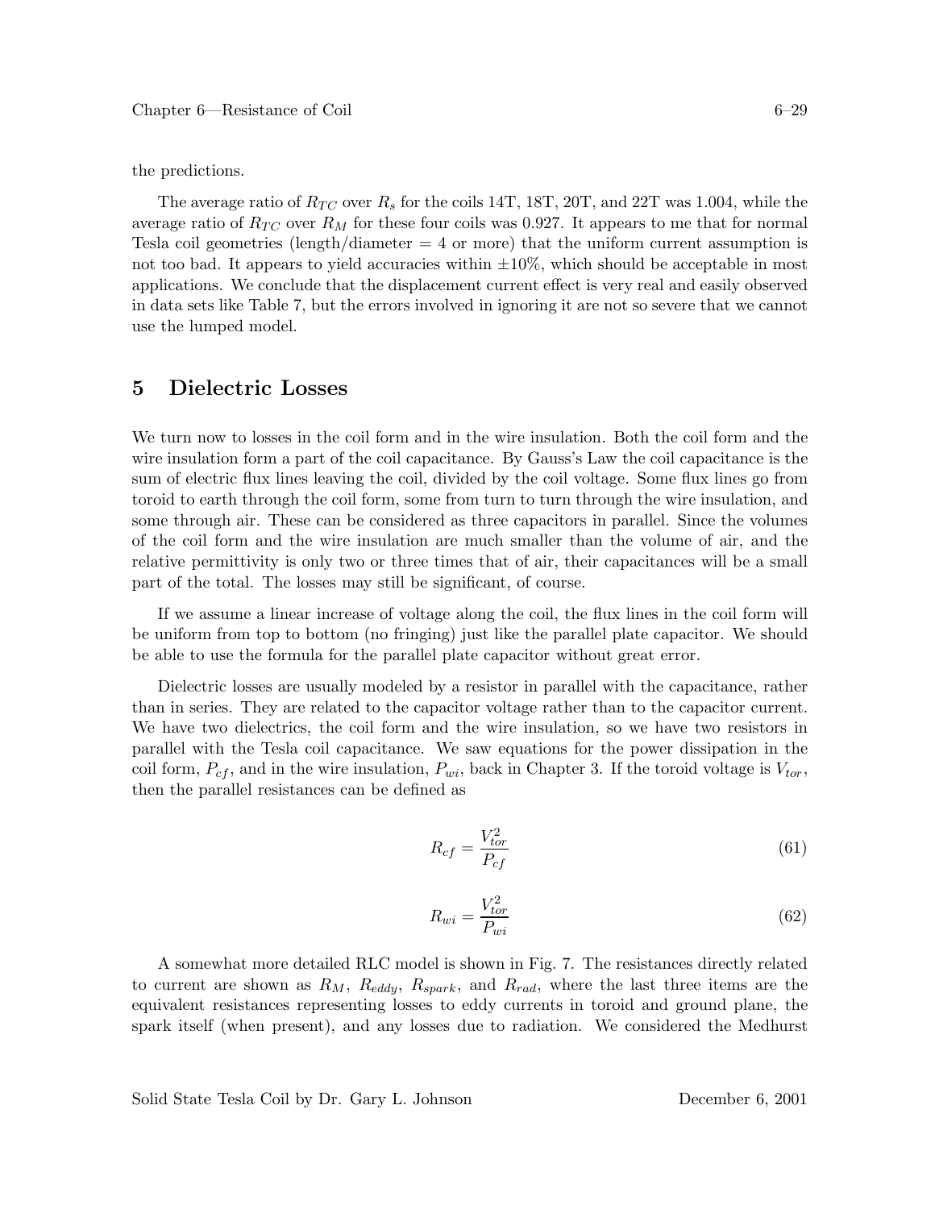the predictions.

The average ratio of $R_{TC}$ over $R_s$ for the coils 14T, 18T, 20T, and 22T was 1.004, while the average ratio of $R_{TC}$ over $R_M$ for these four coils was 0.927. It appears to me that for normal Tesla coil geometries (length/diameter = 4 or more) that the uniform current assumption is not too bad. It appears to yield accuracies within $\pm 10\%$, which should be acceptable in most applications. We conclude that the displacement current effect is very real and easily observed in data sets like Table 7, but the errors involved in ignoring it are not so severe that we cannot use the lumped model.

## 5 Dielectric Losses

We turn now to losses in the coil form and in the wire insulation. Both the coil form and the wire insulation form a part of the coil capacitance. By Gauss's Law the coil capacitance is the sum of electric flux lines leaving the coil, divided by the coil voltage. Some flux lines go from toroid to earth through the coil form, some from turn to turn through the wire insulation, and some through air. These can be considered as three capacitors in parallel. Since the volumes of the coil form and the wire insulation are much smaller than the volume of air, and the relative permittivity is only two or three times that of air, their capacitances will be a small part of the total. The losses may still be significant, of course.

If we assume a linear increase of voltage along the coil, the flux lines in the coil form will be uniform from top to bottom (no fringing) just like the parallel plate capacitor. We should be able to use the formula for the parallel plate capacitor without great error.

Dielectric losses are usually modeled by a resistor in parallel with the capacitance, rather than in series. They are related to the capacitor voltage rather than to the capacitor current. We have two dielectrics, the coil form and the wire insulation, so we have two resistors in parallel with the Tesla coil capacitance. We saw equations for the power dissipation in the coil form, $P_{cf}$, and in the wire insulation, $P_{wi}$, back in Chapter 3. If the toroid voltage is $V_{tor}$, then the parallel resistances can be defined as

$$R_{cf} = \frac{V_{tor}^2}{P_{cf}} \tag{61}$$

$$R_{wi} = \frac{V_{tor}^2}{P_{wi}} \tag{62}$$

A somewhat more detailed RLC model is shown in Fig. 7. The resistances directly related to current are shown as $R_M$, $R_{eddy}$, $R_{spark}$, and $R_{rad}$, where the last three items are the equivalent resistances representing losses to eddy currents in toroid and ground plane, the spark itself (when present), and any losses due to radiation. We considered the Medhurst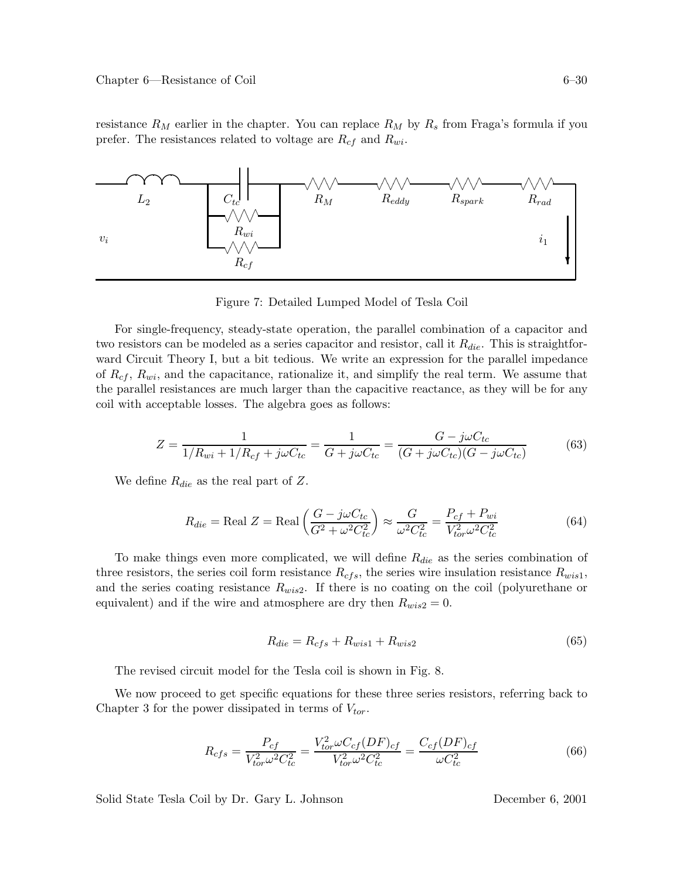resistance $R_M$ earlier in the chapter. You can replace $R_M$ by $R_s$ from Fraga's formula if you prefer. The resistances related to voltage are $R_{cf}$ and $R_{wi}$.

Figure 7: Detailed Lumped Model of Tesla Coil

For single-frequency, steady-state operation, the parallel combination of a capacitor and two resistors can be modeled as a series capacitor and resistor, call it $R_{die}$. This is straightforward Circuit Theory I, but a bit tedious. We write an expression for the parallel impedance of $R_{cf}$, $R_{wi}$, and the capacitance, rationalize it, and simplify the real term. We assume that the parallel resistances are much larger than the capacitive reactance, as they will be for any coil with acceptable losses. The algebra goes as follows:

$$Z = \frac{1}{1/R_{wi} + 1/R_{cf} + j\omega C_{tc}} = \frac{1}{G + j\omega C_{tc}} = \frac{G - j\omega C_{tc}}{(G + j\omega C_{tc})(G - j\omega C_{tc})} \tag{63}$$

We define $R_{die}$ as the real part of $Z$.

$$R_{die} = \text{Real } Z = \text{Real}\left(\frac{G - j\omega C_{tc}}{G^2 + \omega^2 C_{tc}^2}\right) \approx \frac{G}{\omega^2 C_{tc}^2} = \frac{P_{cf} + P_{wi}}{V_{tor}^2 \omega^2 C_{tc}^2} \tag{64}$$

To make things even more complicated, we will define $R_{die}$ as the series combination of three resistors, the series coil form resistance $R_{cfs}$, the series wire insulation resistance $R_{wis1}$, and the series coating resistance $R_{wis2}$. If there is no coating on the coil (polyurethane or equivalent) and if the wire and atmosphere are dry then $R_{wis2} = 0$.

$$R_{die} = R_{cfs} + R_{wis1} + R_{wis2} \tag{65}$$

The revised circuit model for the Tesla coil is shown in Fig. 8.

We now proceed to get specific equations for these three series resistors, referring back to Chapter 3 for the power dissipated in terms of $V_{tor}$.

$$R_{cfs} = \frac{P_{cf}}{V_{tor}^2 \omega^2 C_{tc}^2} = \frac{V_{tor}^2 \omega C_{cf} (DF)_{cf}}{V_{tor}^2 \omega^2 C_{tc}^2} = \frac{C_{cf}(DF)_{cf}}{\omega C_{tc}^2} \tag{66}$$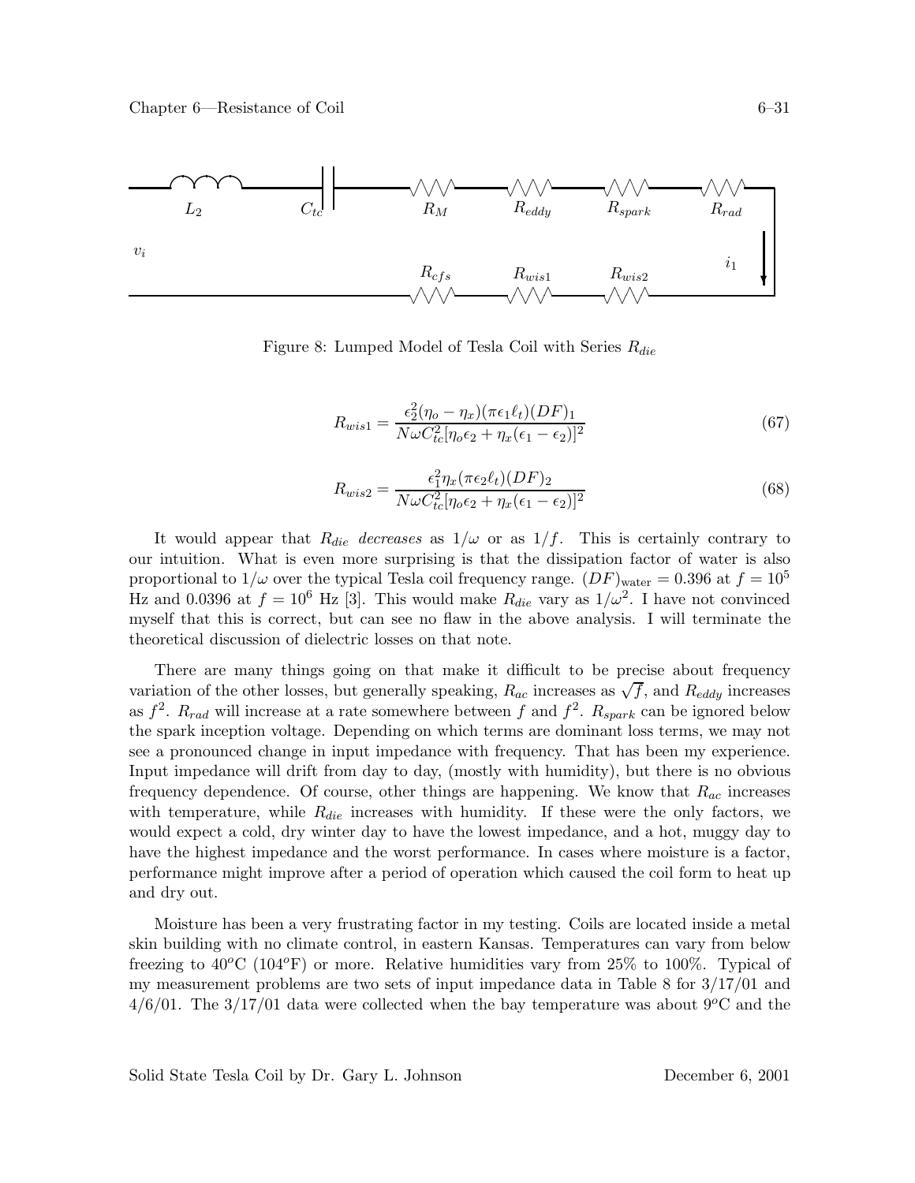Figure 8: Lumped Model of Tesla Coil with Series $R_{die}$

$$R_{wis1} = \frac{\epsilon_2^2(\eta_o - \eta_x)(\pi\epsilon_1\ell_t)(DF)_1}{N\omega C_{tc}^2[\eta_o\epsilon_2 + \eta_x(\epsilon_1 - \epsilon_2)]^2} \tag{67}$$

$$R_{wis2} = \frac{\epsilon_1^2\eta_x(\pi\epsilon_2\ell_t)(DF)_2}{N\omega C_{tc}^2[\eta_o\epsilon_2 + \eta_x(\epsilon_1 - \epsilon_2)]^2} \tag{68}$$

It would appear that $R_{die}$ *decreases* as $1/\omega$ or as $1/f$. This is certainly contrary to our intuition. What is even more surprising is that the dissipation factor of water is also proportional to $1/\omega$ over the typical Tesla coil frequency range. $(DF)_{\text{water}} = 0.396$ at $f = 10^5$ Hz and 0.0396 at $f = 10^6$ Hz [3]. This would make $R_{die}$ vary as $1/\omega^2$. I have not convinced myself that this is correct, but can see no flaw in the above analysis. I will terminate the theoretical discussion of dielectric losses on that note.

There are many things going on that make it difficult to be precise about frequency variation of the other losses, but generally speaking, $R_{ac}$ increases as $\sqrt{f}$, and $R_{eddy}$ increases as $f^2$. $R_{rad}$ will increase at a rate somewhere between $f$ and $f^2$. $R_{spark}$ can be ignored below the spark inception voltage. Depending on which terms are dominant loss terms, we may not see a pronounced change in input impedance with frequency. That has been my experience. Input impedance will drift from day to day, (mostly with humidity), but there is no obvious frequency dependence. Of course, other things are happening. We know that $R_{ac}$ increases with temperature, while $R_{die}$ increases with humidity. If these were the only factors, we would expect a cold, dry winter day to have the lowest impedance, and a hot, muggy day to have the highest impedance and the worst performance. In cases where moisture is a factor, performance might improve after a period of operation which caused the coil form to heat up and dry out.

Moisture has been a very frustrating factor in my testing. Coils are located inside a metal skin building with no climate control, in eastern Kansas. Temperatures can vary from below freezing to 40$^o$C (104$^o$F) or more. Relative humidities vary from 25% to 100%. Typical of my measurement problems are two sets of input impedance data in Table 8 for 3/17/01 and 4/6/01. The 3/17/01 data were collected when the bay temperature was about 9$^o$C and the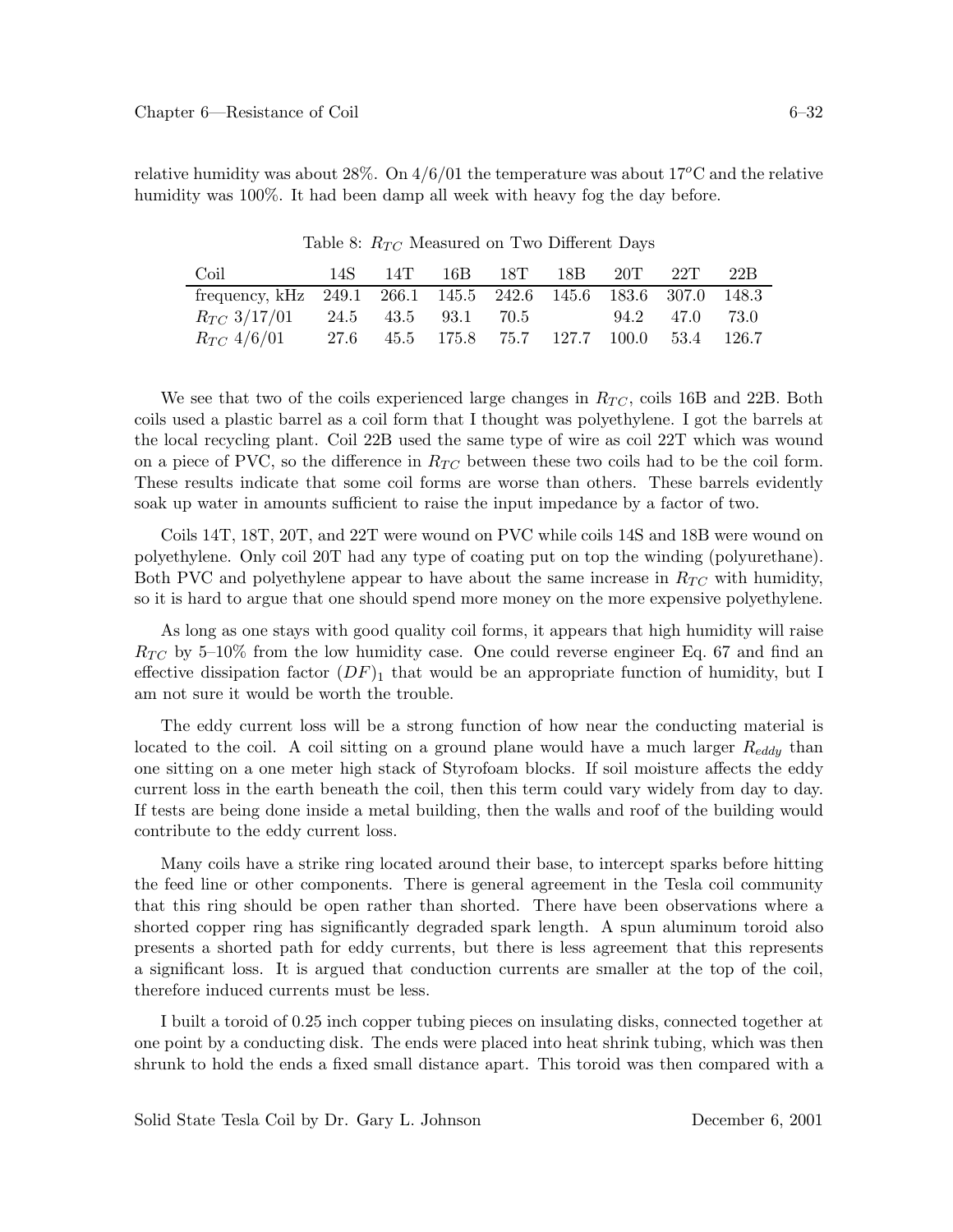relative humidity was about 28%. On 4/6/01 the temperature was about 17$^o$C and the relative humidity was 100%. It had been damp all week with heavy fog the day before.

Table 8: $R_{TC}$ Measured on Two Different Days

| Coil | 14S | 14T | 16B | 18T | 18B | 20T | 22T | 22B |
|---|---|---|---|---|---|---|---|---|
| frequency, kHz | 249.1 | 266.1 | 145.5 | 242.6 | 145.6 | 183.6 | 307.0 | 148.3 |
| $R_{TC}$ 3/17/01 | 24.5 | 43.5 | 93.1 | 70.5 | | 94.2 | 47.0 | 73.0 |
| $R_{TC}$ 4/6/01 | 27.6 | 45.5 | 175.8 | 75.7 | 127.7 | 100.0 | 53.4 | 126.7 |

We see that two of the coils experienced large changes in $R_{TC}$, coils 16B and 22B. Both coils used a plastic barrel as a coil form that I thought was polyethylene. I got the barrels at the local recycling plant. Coil 22B used the same type of wire as coil 22T which was wound on a piece of PVC, so the difference in $R_{TC}$ between these two coils had to be the coil form. These results indicate that some coil forms are worse than others. These barrels evidently soak up water in amounts sufficient to raise the input impedance by a factor of two.

Coils 14T, 18T, 20T, and 22T were wound on PVC while coils 14S and 18B were wound on polyethylene. Only coil 20T had any type of coating put on top the winding (polyurethane). Both PVC and polyethylene appear to have about the same increase in $R_{TC}$ with humidity, so it is hard to argue that one should spend more money on the more expensive polyethylene.

As long as one stays with good quality coil forms, it appears that high humidity will raise $R_{TC}$ by 5–10% from the low humidity case. One could reverse engineer Eq. 67 and find an effective dissipation factor $(DF)_1$ that would be an appropriate function of humidity, but I am not sure it would be worth the trouble.

The eddy current loss will be a strong function of how near the conducting material is located to the coil. A coil sitting on a ground plane would have a much larger $R_{eddy}$ than one sitting on a one meter high stack of Styrofoam blocks. If soil moisture affects the eddy current loss in the earth beneath the coil, then this term could vary widely from day to day. If tests are being done inside a metal building, then the walls and roof of the building would contribute to the eddy current loss.

Many coils have a strike ring located around their base, to intercept sparks before hitting the feed line or other components. There is general agreement in the Tesla coil community that this ring should be open rather than shorted. There have been observations where a shorted copper ring has significantly degraded spark length. A spun aluminum toroid also presents a shorted path for eddy currents, but there is less agreement that this represents a significant loss. It is argued that conduction currents are smaller at the top of the coil, therefore induced currents must be less.

I built a toroid of 0.25 inch copper tubing pieces on insulating disks, connected together at one point by a conducting disk. The ends were placed into heat shrink tubing, which was then shrunk to hold the ends a fixed small distance apart. This toroid was then compared with a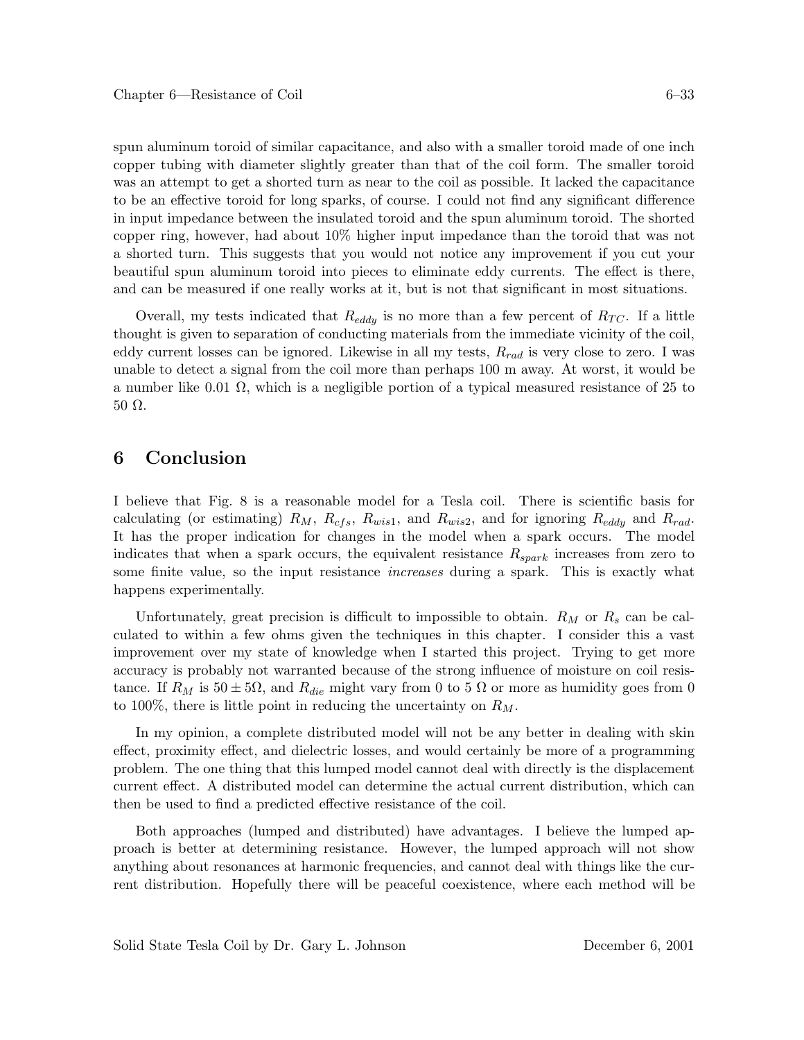spun aluminum toroid of similar capacitance, and also with a smaller toroid made of one inch copper tubing with diameter slightly greater than that of the coil form. The smaller toroid was an attempt to get a shorted turn as near to the coil as possible. It lacked the capacitance to be an effective toroid for long sparks, of course. I could not find any significant difference in input impedance between the insulated toroid and the spun aluminum toroid. The shorted copper ring, however, had about 10% higher input impedance than the toroid that was not a shorted turn. This suggests that you would not notice any improvement if you cut your beautiful spun aluminum toroid into pieces to eliminate eddy currents. The effect is there, and can be measured if one really works at it, but is not that significant in most situations.

Overall, my tests indicated that $R_{eddy}$ is no more than a few percent of $R_{TC}$. If a little thought is given to separation of conducting materials from the immediate vicinity of the coil, eddy current losses can be ignored. Likewise in all my tests, $R_{rad}$ is very close to zero. I was unable to detect a signal from the coil more than perhaps 100 m away. At worst, it would be a number like 0.01 Ω, which is a negligible portion of a typical measured resistance of 25 to 50 Ω.

## 6 Conclusion

I believe that Fig. 8 is a reasonable model for a Tesla coil. There is scientific basis for calculating (or estimating) $R_M$, $R_{cfs}$, $R_{wis1}$, and $R_{wis2}$, and for ignoring $R_{eddy}$ and $R_{rad}$. It has the proper indication for changes in the model when a spark occurs. The model indicates that when a spark occurs, the equivalent resistance $R_{spark}$ increases from zero to some finite value, so the input resistance *increases* during a spark. This is exactly what happens experimentally.

Unfortunately, great precision is difficult to impossible to obtain. $R_M$ or $R_s$ can be calculated to within a few ohms given the techniques in this chapter. I consider this a vast improvement over my state of knowledge when I started this project. Trying to get more accuracy is probably not warranted because of the strong influence of moisture on coil resistance. If $R_M$ is $50 \pm 5\Omega$, and $R_{die}$ might vary from 0 to 5 Ω or more as humidity goes from 0 to 100%, there is little point in reducing the uncertainty on $R_M$.

In my opinion, a complete distributed model will not be any better in dealing with skin effect, proximity effect, and dielectric losses, and would certainly be more of a programming problem. The one thing that this lumped model cannot deal with directly is the displacement current effect. A distributed model can determine the actual current distribution, which can then be used to find a predicted effective resistance of the coil.

Both approaches (lumped and distributed) have advantages. I believe the lumped approach is better at determining resistance. However, the lumped approach will not show anything about resonances at harmonic frequencies, and cannot deal with things like the current distribution. Hopefully there will be peaceful coexistence, where each method will be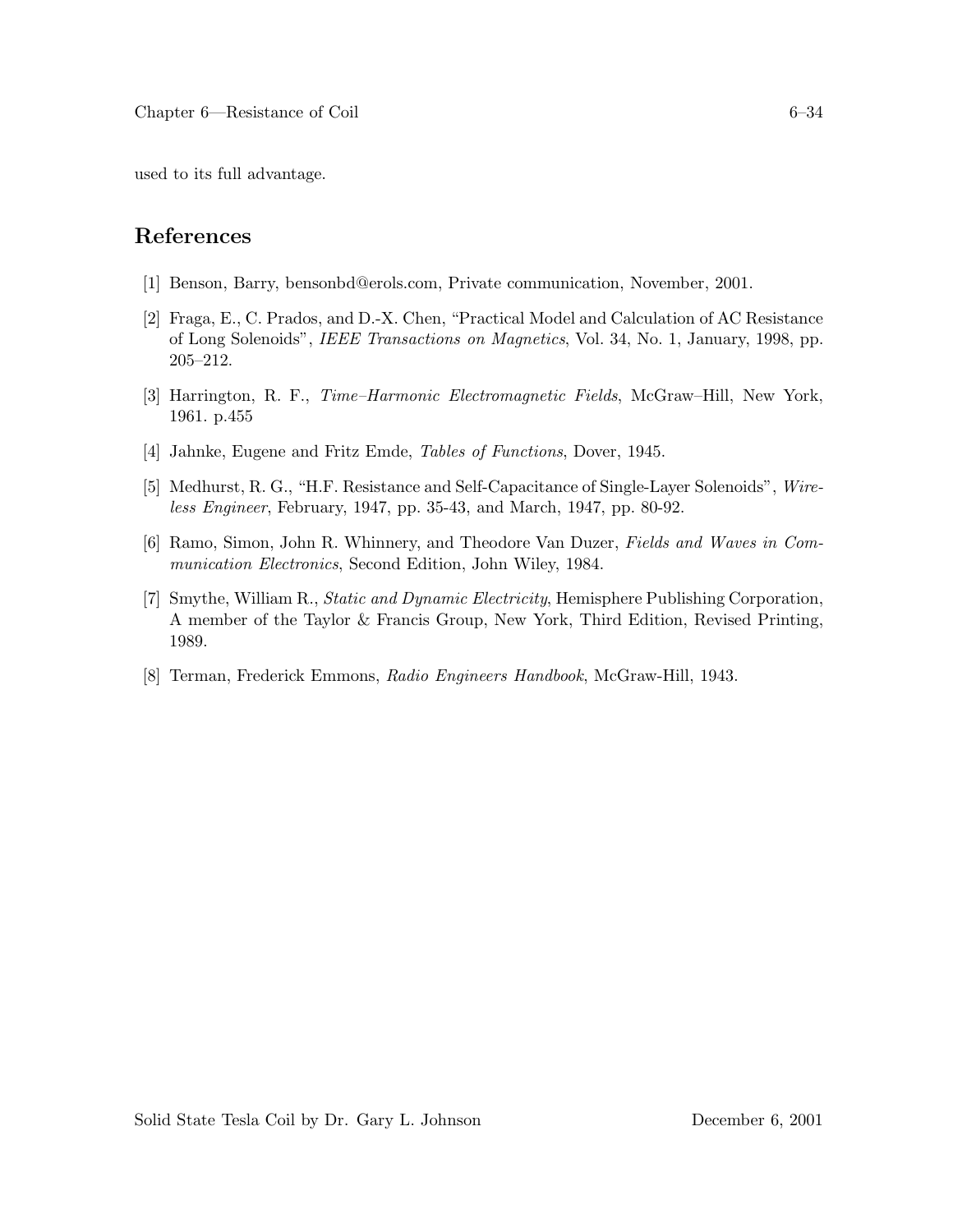used to its full advantage.

## References

[1] Benson, Barry, bensonbd@erols.com, Private communication, November, 2001.

[2] Fraga, E., C. Prados, and D.-X. Chen, "Practical Model and Calculation of AC Resistance of Long Solenoids", *IEEE Transactions on Magnetics*, Vol. 34, No. 1, January, 1998, pp. 205–212.

[3] Harrington, R. F., *Time–Harmonic Electromagnetic Fields*, McGraw–Hill, New York, 1961. p.455

[4] Jahnke, Eugene and Fritz Emde, *Tables of Functions*, Dover, 1945.

[5] Medhurst, R. G., "H.F. Resistance and Self-Capacitance of Single-Layer Solenoids", *Wireless Engineer*, February, 1947, pp. 35-43, and March, 1947, pp. 80-92.

[6] Ramo, Simon, John R. Whinnery, and Theodore Van Duzer, *Fields and Waves in Communication Electronics*, Second Edition, John Wiley, 1984.

[7] Smythe, William R., *Static and Dynamic Electricity*, Hemisphere Publishing Corporation, A member of the Taylor & Francis Group, New York, Third Edition, Revised Printing, 1989.

[8] Terman, Frederick Emmons, *Radio Engineers Handbook*, McGraw-Hill, 1943.